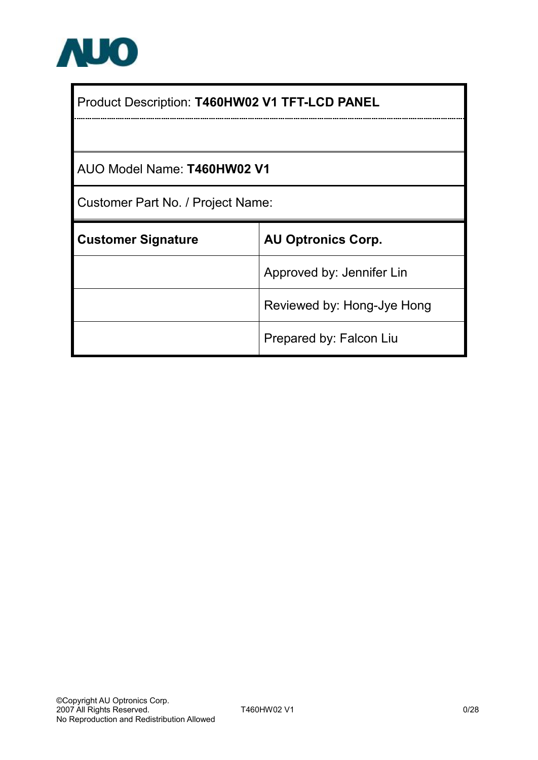AUO

| Product Description: **T460HW02 V1 TFT-LCD PANEL** | |
|---|---|
| AUO Model Name: **T460HW02 V1** | |
| Customer Part No. / Project Name: | |
| **Customer Signature** | **AU Optronics Corp.** |
| | Approved by: Jennifer Lin |
| | Reviewed by: Hong-Jye Hong |
| | Prepared by: Falcon Liu |

©Copyright AU Optronics Corp.
2007 All Rights Reserved.
No Reproduction and Redistribution Allowed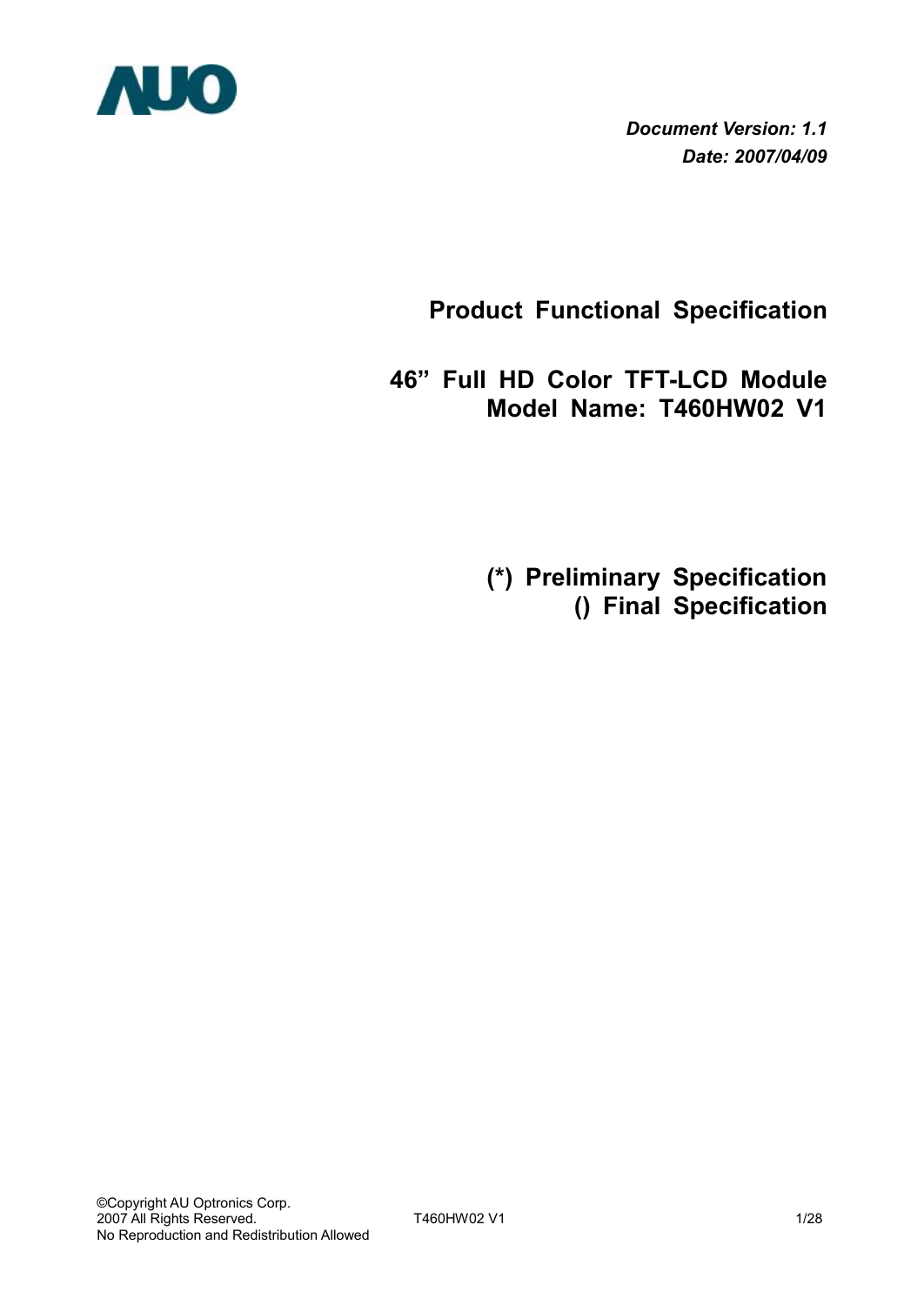*Document Version: 1.1*
*Date: 2007/04/09*

# Product Functional Specification

# 46" Full HD Color TFT-LCD Module
# Model Name: T460HW02 V1

**(*) Preliminary Specification**
**() Final Specification**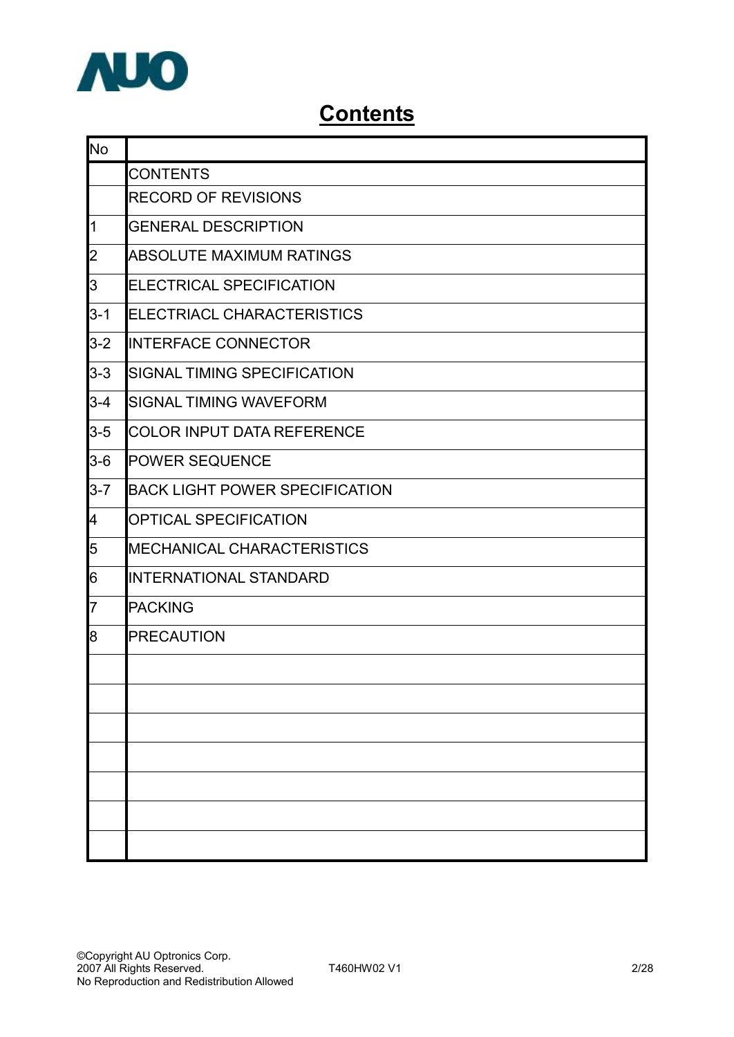# Contents

| No | |
|---|---|
| | CONTENTS |
| | RECORD OF REVISIONS |
| 1 | GENERAL DESCRIPTION |
| 2 | ABSOLUTE MAXIMUM RATINGS |
| 3 | ELECTRICAL SPECIFICATION |
| 3-1 | ELECTRIACL CHARACTERISTICS |
| 3-2 | INTERFACE CONNECTOR |
| 3-3 | SIGNAL TIMING SPECIFICATION |
| 3-4 | SIGNAL TIMING WAVEFORM |
| 3-5 | COLOR INPUT DATA REFERENCE |
| 3-6 | POWER SEQUENCE |
| 3-7 | BACK LIGHT POWER SPECIFICATION |
| 4 | OPTICAL SPECIFICATION |
| 5 | MECHANICAL CHARACTERISTICS |
| 6 | INTERNATIONAL STANDARD |
| 7 | PACKING |
| 8 | PRECAUTION |
| | |
| | |
| | |
| | |
| | |
| | |
| | |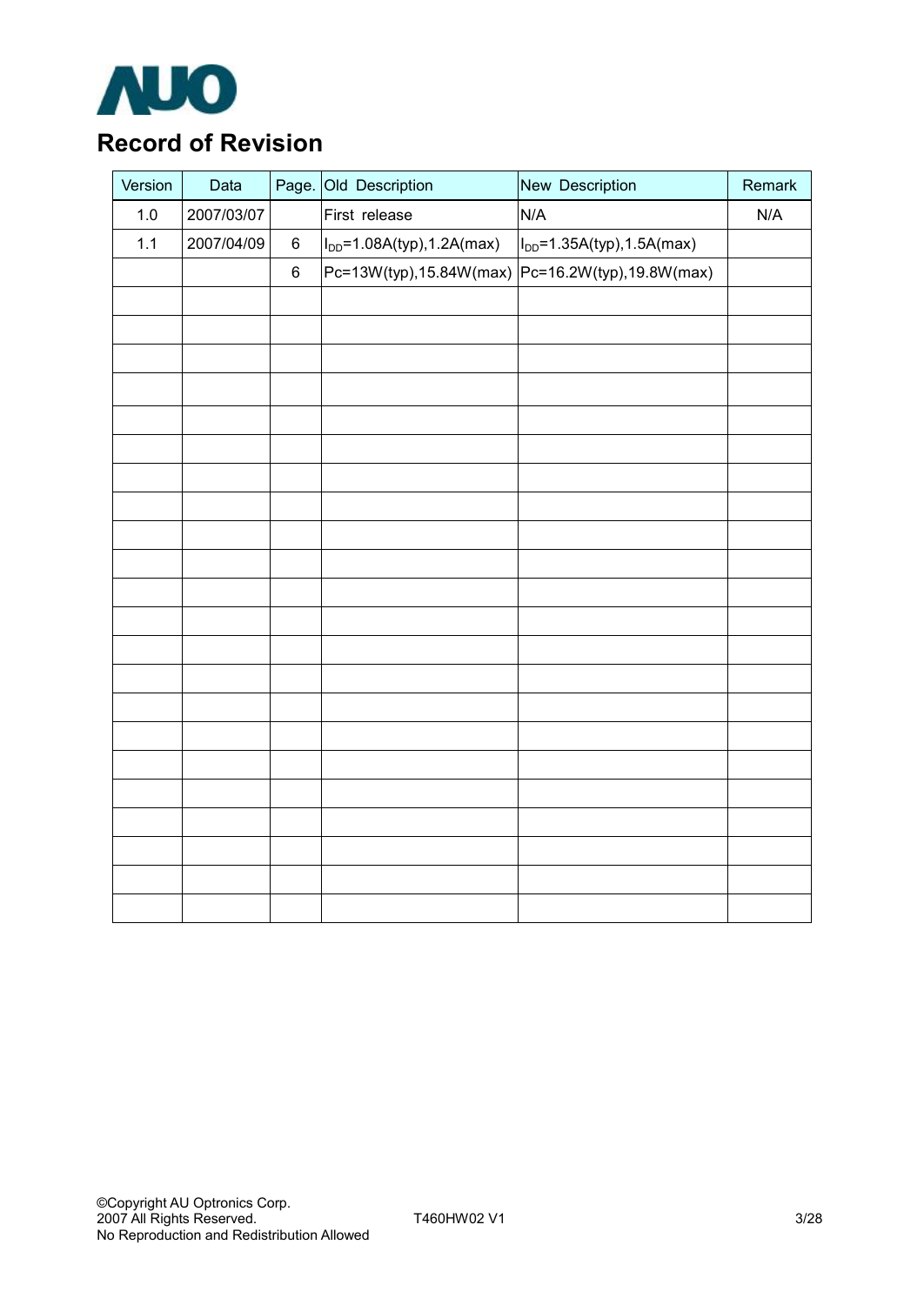## Record of Revision

| Version | Data | Page. | Old Description | New Description | Remark |
|---|---|---|---|---|---|
| 1.0 | 2007/03/07 | | First release | N/A | N/A |
| 1.1 | 2007/04/09 | 6 | $I_{DD}$=1.08A(typ),1.2A(max) | $I_{DD}$=1.35A(typ),1.5A(max) | |
| | | 6 | Pc=13W(typ),15.84W(max) | Pc=16.2W(typ),19.8W(max) | |
| | | | | | |
| | | | | | |
| | | | | | |
| | | | | | |
| | | | | | |
| | | | | | |
| | | | | | |
| | | | | | |
| | | | | | |
| | | | | | |
| | | | | | |
| | | | | | |
| | | | | | |
| | | | | | |
| | | | | | |
| | | | | | |
| | | | | | |
| | | | | | |
| | | | | | |
| | | | | | |
| | | | | | |
| | | | | | |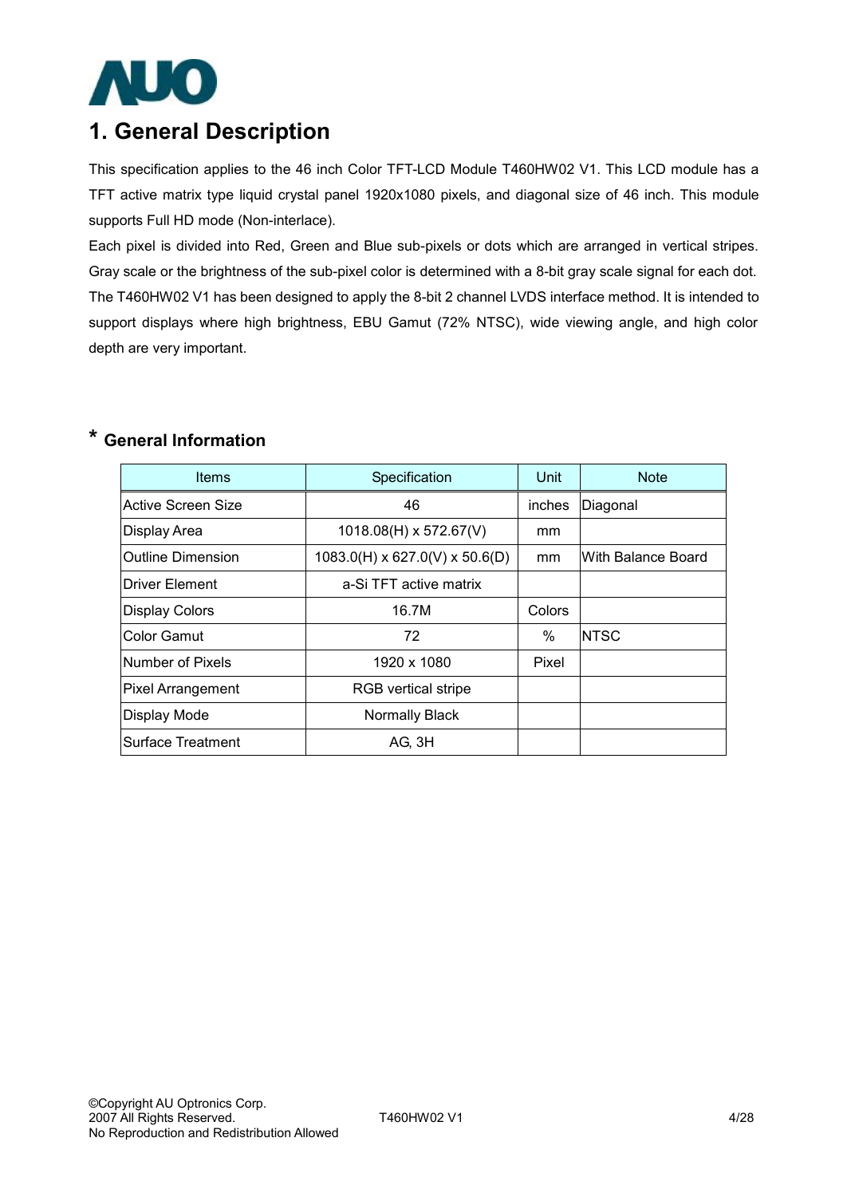# 1. General Description

This specification applies to the 46 inch Color TFT-LCD Module T460HW02 V1. This LCD module has a TFT active matrix type liquid crystal panel 1920x1080 pixels, and diagonal size of 46 inch. This module supports Full HD mode (Non-interlace).

Each pixel is divided into Red, Green and Blue sub-pixels or dots which are arranged in vertical stripes. Gray scale or the brightness of the sub-pixel color is determined with a 8-bit gray scale signal for each dot. The T460HW02 V1 has been designed to apply the 8-bit 2 channel LVDS interface method. It is intended to support displays where high brightness, EBU Gamut (72% NTSC), wide viewing angle, and high color depth are very important.

## * General Information

| Items | Specification | Unit | Note |
|---|---|---|---|
| Active Screen Size | 46 | inches | Diagonal |
| Display Area | 1018.08(H) x 572.67(V) | mm | |
| Outline Dimension | 1083.0(H) x 627.0(V) x 50.6(D) | mm | With Balance Board |
| Driver Element | a-Si TFT active matrix | | |
| Display Colors | 16.7M | Colors | |
| Color Gamut | 72 | % | NTSC |
| Number of Pixels | 1920 x 1080 | Pixel | |
| Pixel Arrangement | RGB vertical stripe | | |
| Display Mode | Normally Black | | |
| Surface Treatment | AG, 3H | | |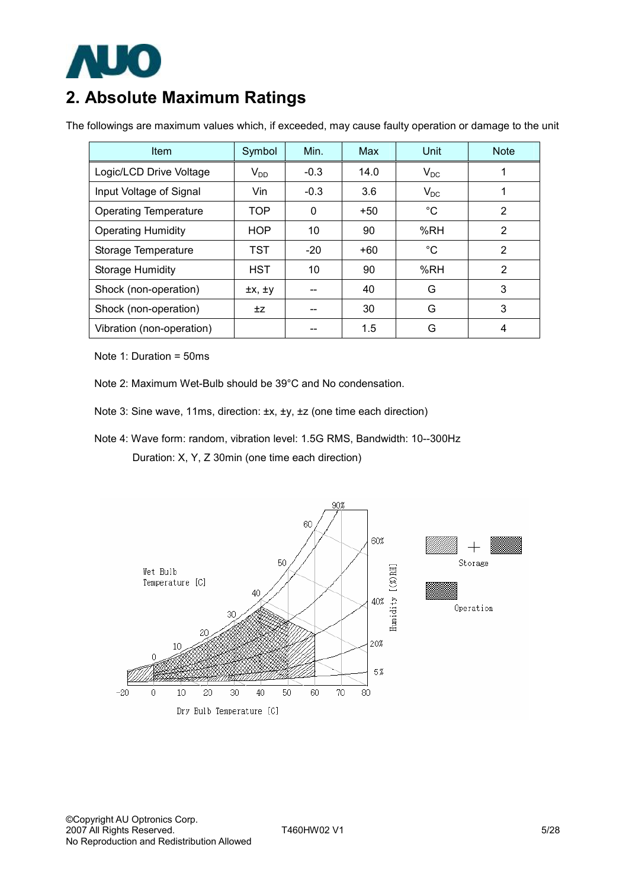## 2. Absolute Maximum Ratings

The followings are maximum values which, if exceeded, may cause faulty operation or damage to the unit

| Item | Symbol | Min. | Max | Unit | Note |
|---|---|---|---|---|---|
| Logic/LCD Drive Voltage | $V_{DD}$ | -0.3 | 14.0 | $V_{DC}$ | 1 |
| Input Voltage of Signal | Vin | -0.3 | 3.6 | $V_{DC}$ | 1 |
| Operating Temperature | TOP | 0 | +50 | °C | 2 |
| Operating Humidity | HOP | 10 | 90 | %RH | 2 |
| Storage Temperature | TST | -20 | +60 | °C | 2 |
| Storage Humidity | HST | 10 | 90 | %RH | 2 |
| Shock (non-operation) | ±x, ±y | -- | 40 | G | 3 |
| Shock (non-operation) | ±z | -- | 30 | G | 3 |
| Vibration (non-operation) | | -- | 1.5 | G | 4 |

Note 1: Duration = 50ms

Note 2: Maximum Wet-Bulb should be 39°C and No condensation.

Note 3: Sine wave, 11ms, direction: ±x, ±y, ±z (one time each direction)

Note 4: Wave form: random, vibration level: 1.5G RMS, Bandwidth: 10--300Hz
Duration: X, Y, Z 30min (one time each direction)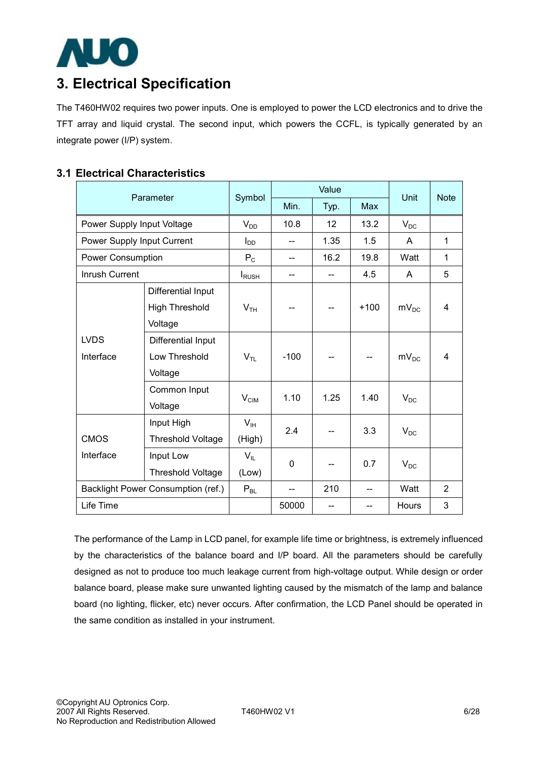# 3. Electrical Specification

The T460HW02 requires two power inputs. One is employed to power the LCD electronics and to drive the TFT array and liquid crystal. The second input, which powers the CCFL, is typically generated by an integrate power (I/P) system.

## 3.1 Electrical Characteristics

| Parameter | | Symbol | Value | | | Unit | Note |
|---|---|---|---|---|---|---|---|
| | | | Min. | Typ. | Max | | |
| Power Supply Input Voltage | | $V_{DD}$ | 10.8 | 12 | 13.2 | $V_{DC}$ | |
| Power Supply Input Current | | $I_{DD}$ | -- | 1.35 | 1.5 | A | 1 |
| Power Consumption | | $P_C$ | -- | 16.2 | 19.8 | Watt | 1 |
| Inrush Current | | $I_{RUSH}$ | -- | -- | 4.5 | A | 5 |
| LVDS Interface | Differential Input High Threshold Voltage | $V_{TH}$ | -- | -- | +100 | $mV_{DC}$ | 4 |
| | Differential Input Low Threshold Voltage | $V_{TL}$ | -100 | -- | -- | $mV_{DC}$ | 4 |
| | Common Input Voltage | $V_{CIM}$ | 1.10 | 1.25 | 1.40 | $V_{DC}$ | |
| CMOS Interface | Input High Threshold Voltage | $V_{IH}$ (High) | 2.4 | -- | 3.3 | $V_{DC}$ | |
| | Input Low Threshold Voltage | $V_{IL}$ (Low) | 0 | -- | 0.7 | $V_{DC}$ | |
| Backlight Power Consumption (ref.) | | $P_{BL}$ | -- | 210 | -- | Watt | 2 |
| Life Time | | | 50000 | -- | -- | Hours | 3 |

The performance of the Lamp in LCD panel, for example life time or brightness, is extremely influenced by the characteristics of the balance board and I/P board. All the parameters should be carefully designed as not to produce too much leakage current from high-voltage output. While design or order balance board, please make sure unwanted lighting caused by the mismatch of the lamp and balance board (no lighting, flicker, etc) never occurs. After confirmation, the LCD Panel should be operated in the same condition as installed in your instrument.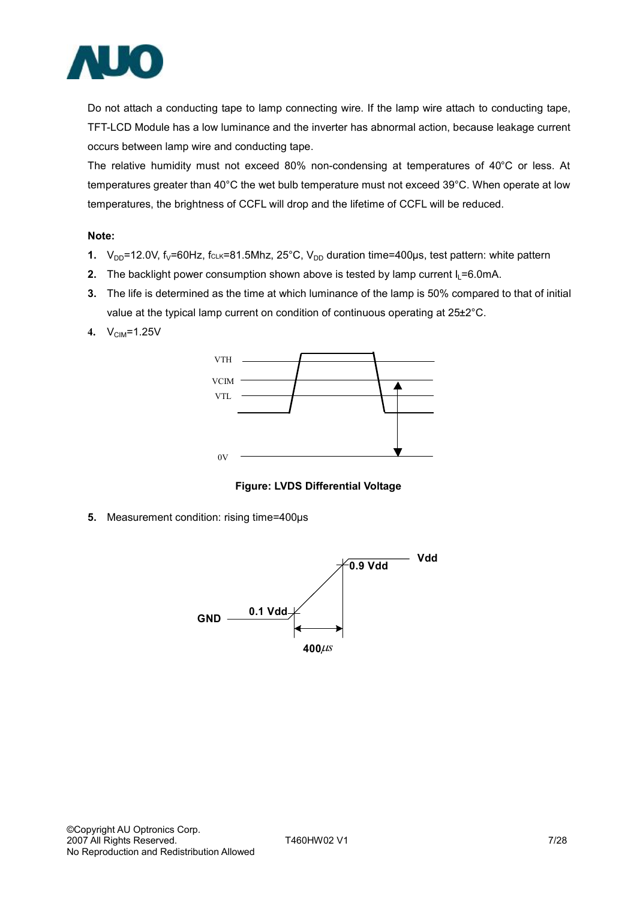Do not attach a conducting tape to lamp connecting wire. If the lamp wire attach to conducting tape, TFT-LCD Module has a low luminance and the inverter has abnormal action, because leakage current occurs between lamp wire and conducting tape.

The relative humidity must not exceed 80% non-condensing at temperatures of 40°C or less. At temperatures greater than 40°C the wet bulb temperature must not exceed 39°C. When operate at low temperatures, the brightness of CCFL will drop and the lifetime of CCFL will be reduced.

**Note:**

1. $V_{DD}$=12.0V, $f_V$=60Hz, $f_{CLK}$=81.5Mhz, 25°C, $V_{DD}$ duration time=400μs, test pattern: white pattern
2. The backlight power consumption shown above is tested by lamp current $I_L$=6.0mA.
3. The life is determined as the time at which luminance of the lamp is 50% compared to that of initial value at the typical lamp current on condition of continuous operating at 25±2°C.
4. $V_{CIM}$=1.25V

**Figure: LVDS Differential Voltage**

5. Measurement condition: rising time=400μs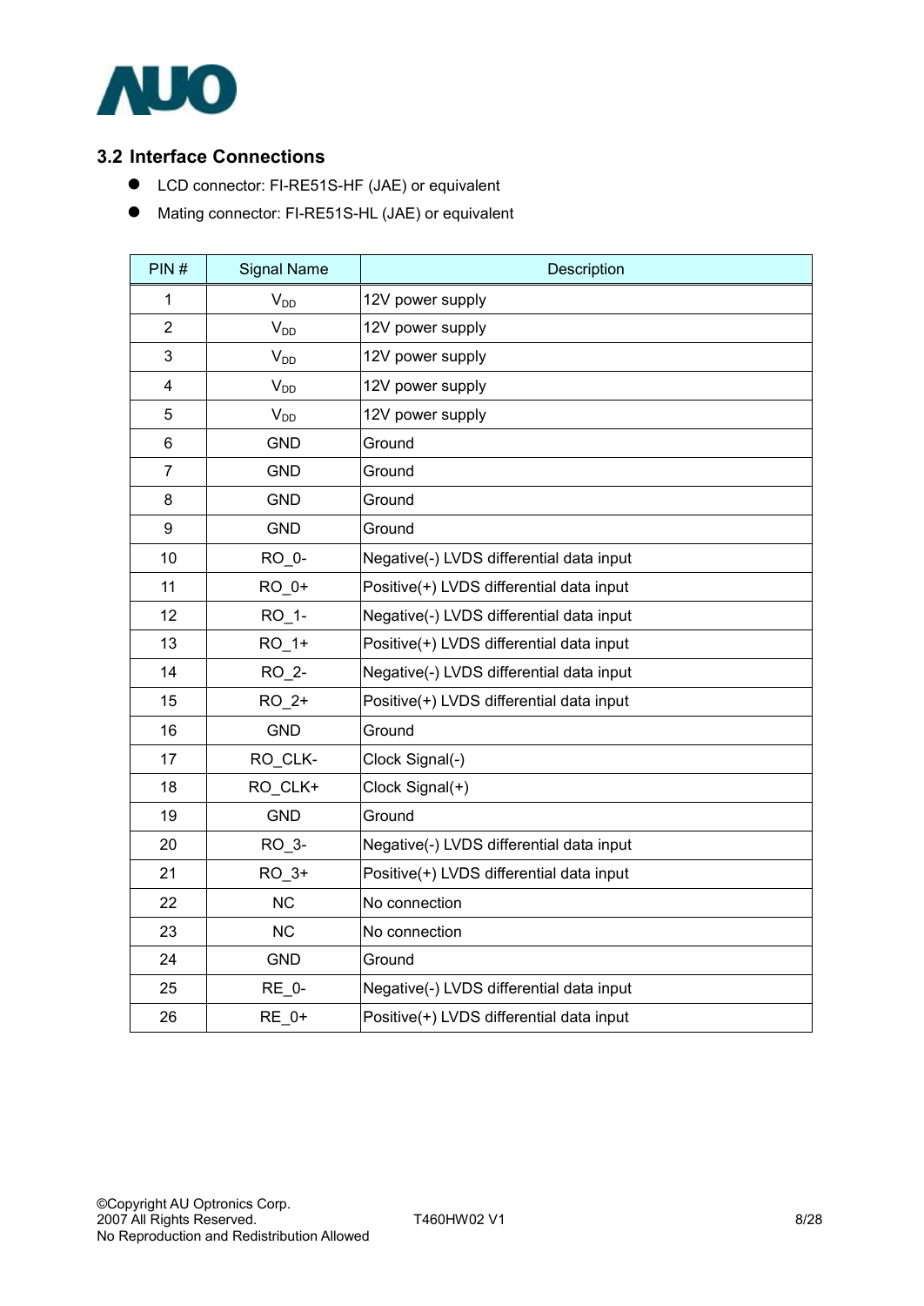### 3.2 Interface Connections

- LCD connector: FI-RE51S-HF (JAE) or equivalent
- Mating connector: FI-RE51S-HL (JAE) or equivalent

| PIN # | Signal Name | Description |
|---|---|---|
| 1 | $V_{DD}$ | 12V power supply |
| 2 | $V_{DD}$ | 12V power supply |
| 3 | $V_{DD}$ | 12V power supply |
| 4 | $V_{DD}$ | 12V power supply |
| 5 | $V_{DD}$ | 12V power supply |
| 6 | GND | Ground |
| 7 | GND | Ground |
| 8 | GND | Ground |
| 9 | GND | Ground |
| 10 | RO_0- | Negative(-) LVDS differential data input |
| 11 | RO_0+ | Positive(+) LVDS differential data input |
| 12 | RO_1- | Negative(-) LVDS differential data input |
| 13 | RO_1+ | Positive(+) LVDS differential data input |
| 14 | RO_2- | Negative(-) LVDS differential data input |
| 15 | RO_2+ | Positive(+) LVDS differential data input |
| 16 | GND | Ground |
| 17 | RO_CLK- | Clock Signal(-) |
| 18 | RO_CLK+ | Clock Signal(+) |
| 19 | GND | Ground |
| 20 | RO_3- | Negative(-) LVDS differential data input |
| 21 | RO_3+ | Positive(+) LVDS differential data input |
| 22 | NC | No connection |
| 23 | NC | No connection |
| 24 | GND | Ground |
| 25 | RE_0- | Negative(-) LVDS differential data input |
| 26 | RE_0+ | Positive(+) LVDS differential data input |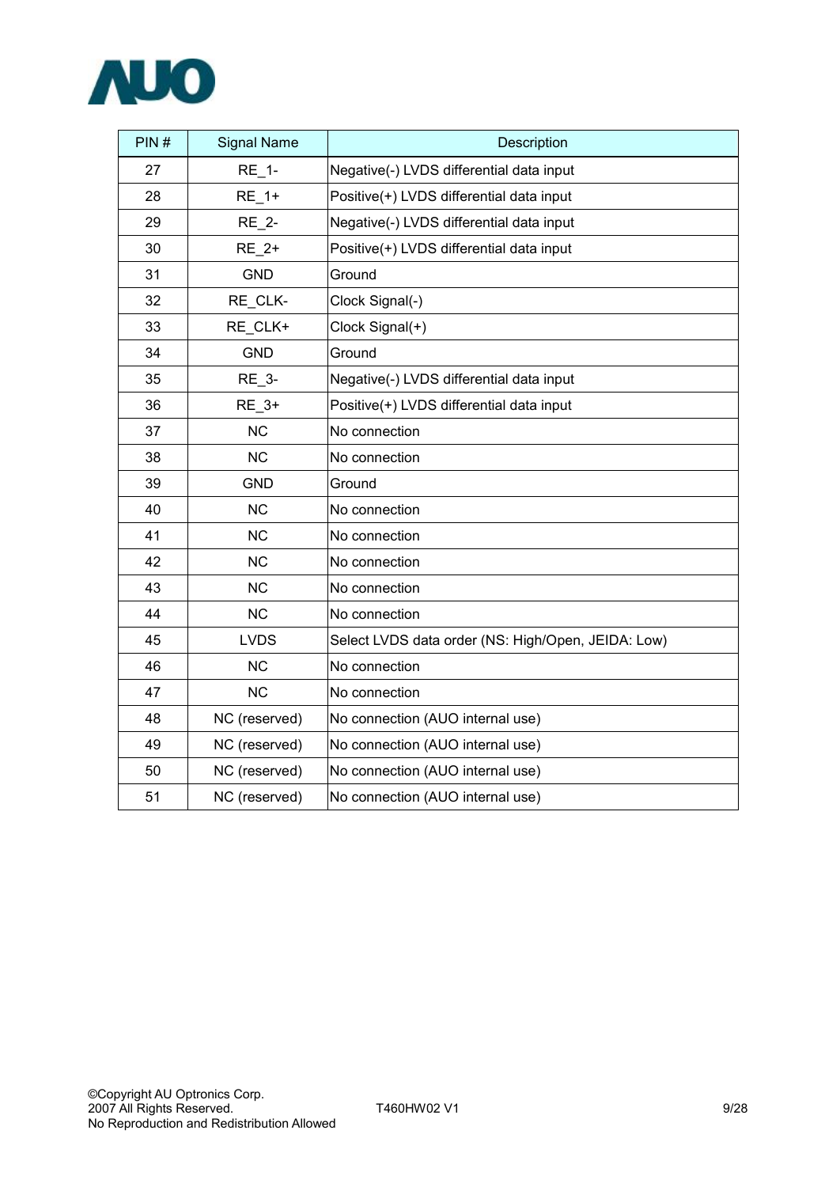| PIN # | Signal Name | Description |
|---|---|---|
| 27 | RE_1- | Negative(-) LVDS differential data input |
| 28 | RE_1+ | Positive(+) LVDS differential data input |
| 29 | RE_2- | Negative(-) LVDS differential data input |
| 30 | RE_2+ | Positive(+) LVDS differential data input |
| 31 | GND | Ground |
| 32 | RE_CLK- | Clock Signal(-) |
| 33 | RE_CLK+ | Clock Signal(+) |
| 34 | GND | Ground |
| 35 | RE_3- | Negative(-) LVDS differential data input |
| 36 | RE_3+ | Positive(+) LVDS differential data input |
| 37 | NC | No connection |
| 38 | NC | No connection |
| 39 | GND | Ground |
| 40 | NC | No connection |
| 41 | NC | No connection |
| 42 | NC | No connection |
| 43 | NC | No connection |
| 44 | NC | No connection |
| 45 | LVDS | Select LVDS data order (NS: High/Open, JEIDA: Low) |
| 46 | NC | No connection |
| 47 | NC | No connection |
| 48 | NC (reserved) | No connection (AUO internal use) |
| 49 | NC (reserved) | No connection (AUO internal use) |
| 50 | NC (reserved) | No connection (AUO internal use) |
| 51 | NC (reserved) | No connection (AUO internal use) |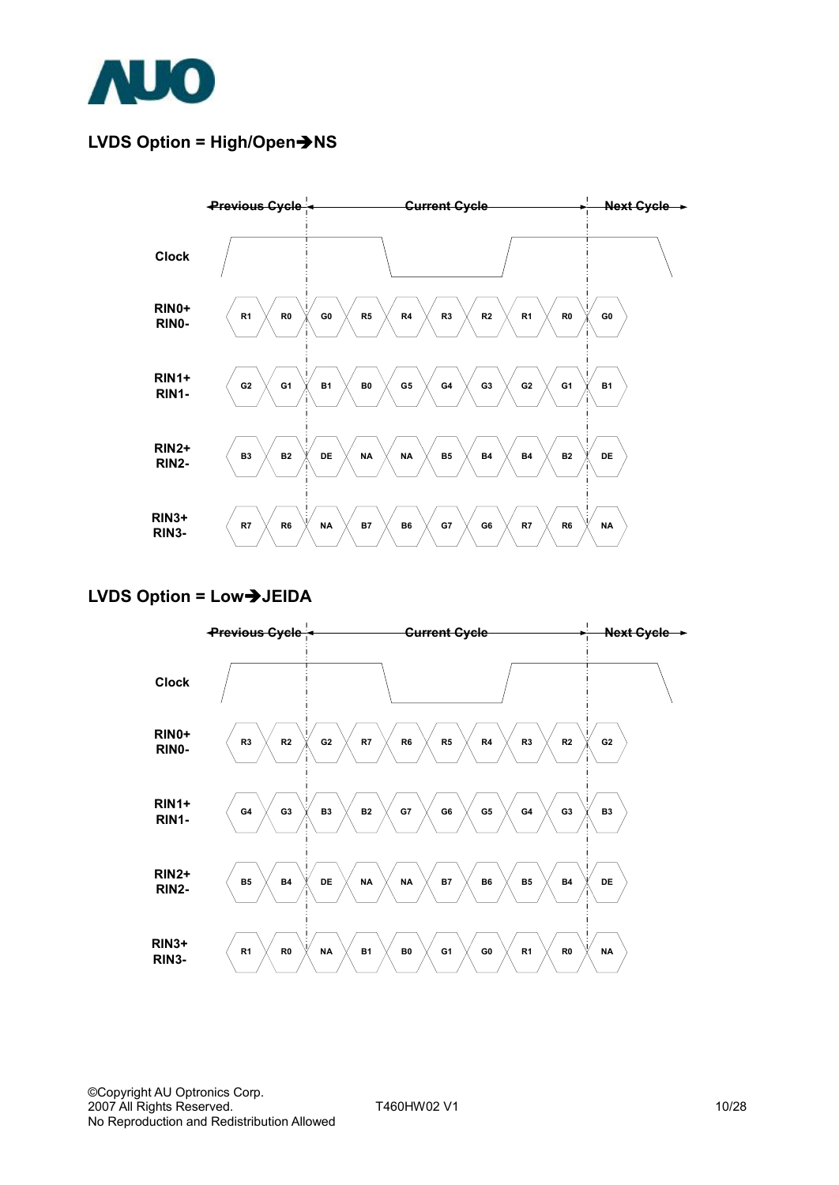## LVDS Option = High/Open➔NS

| | Previous Cycle | | Current Cycle | | | | | | | Next Cycle |
|---|---|---|---|---|---|---|---|---|---|---|
| RIN0+ / RIN0- | R1 | R0 | G0 | R5 | R4 | R3 | R2 | R1 | R0 | G0 |
| RIN1+ / RIN1- | G2 | G1 | B1 | B0 | G5 | G4 | G3 | G2 | G1 | B1 |
| RIN2+ / RIN2- | B3 | B2 | DE | NA | NA | B5 | B4 | B4 | B2 | DE |
| RIN3+ / RIN3- | R7 | R6 | NA | B7 | B6 | G7 | G6 | R7 | R6 | NA |

## LVDS Option = Low➔JEIDA

| | Previous Cycle | | Current Cycle | | | | | | | Next Cycle |
|---|---|---|---|---|---|---|---|---|---|---|
| RIN0+ / RIN0- | R3 | R2 | G2 | R7 | R6 | R5 | R4 | R3 | R2 | G2 |
| RIN1+ / RIN1- | G4 | G3 | B3 | B2 | G7 | G6 | G5 | G4 | G3 | B3 |
| RIN2+ / RIN2- | B5 | B4 | DE | NA | NA | B7 | B6 | B5 | B4 | DE |
| RIN3+ / RIN3- | R1 | R0 | NA | B1 | B0 | G1 | G0 | R1 | R0 | NA |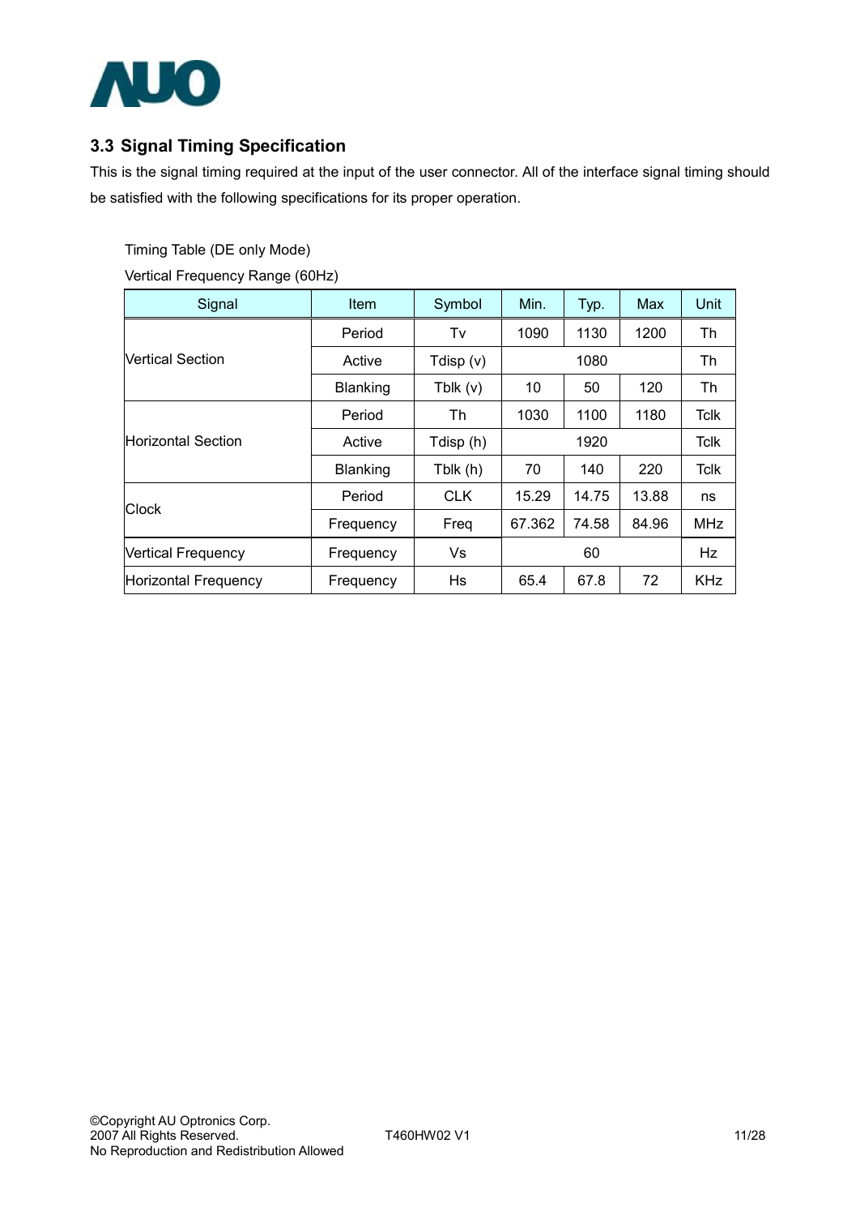## 3.3 Signal Timing Specification

This is the signal timing required at the input of the user connector. All of the interface signal timing should be satisfied with the following specifications for its proper operation.

Timing Table (DE only Mode)

Vertical Frequency Range (60Hz)

| Signal | Item | Symbol | Min. | Typ. | Max | Unit |
|---|---|---|---|---|---|---|
| Vertical Section | Period | Tv | 1090 | 1130 | 1200 | Th |
| | Active | Tdisp (v) | | 1080 | | Th |
| | Blanking | Tblk (v) | 10 | 50 | 120 | Th |
| Horizontal Section | Period | Th | 1030 | 1100 | 1180 | Tclk |
| | Active | Tdisp (h) | | 1920 | | Tclk |
| | Blanking | Tblk (h) | 70 | 140 | 220 | Tclk |
| Clock | Period | CLK | 15.29 | 14.75 | 13.88 | ns |
| | Frequency | Freq | 67.362 | 74.58 | 84.96 | MHz |
| Vertical Frequency | Frequency | Vs | | 60 | | Hz |
| Horizontal Frequency | Frequency | Hs | 65.4 | 67.8 | 72 | KHz |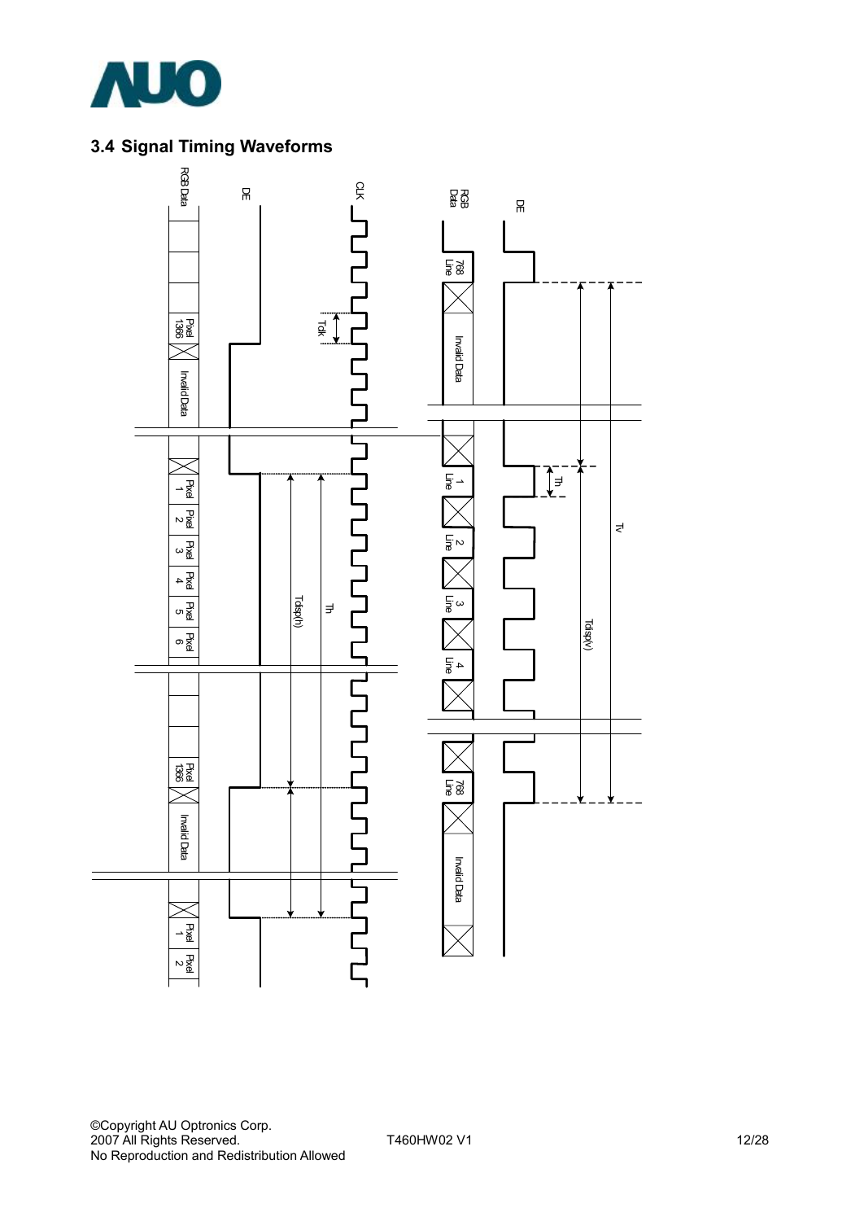## 3.4 Signal Timing Waveforms

RGB Data

DE

CLK

Tclk

Pixel 1366

Invalid Data

Pixel 1

Pixel 2

Pixel 3

Pixel 4

Pixel 5

Pixel 6

Tdisp(h)

Th

Pixel 1366

Invalid Data

Pixel 1

Pixel 2

RGB Data

DE

768 Line

Invalid Data

1 Line

2 Line

3 Line

4 Line

768 Line

Invalid Data

Th

Tv

Tdisp(v)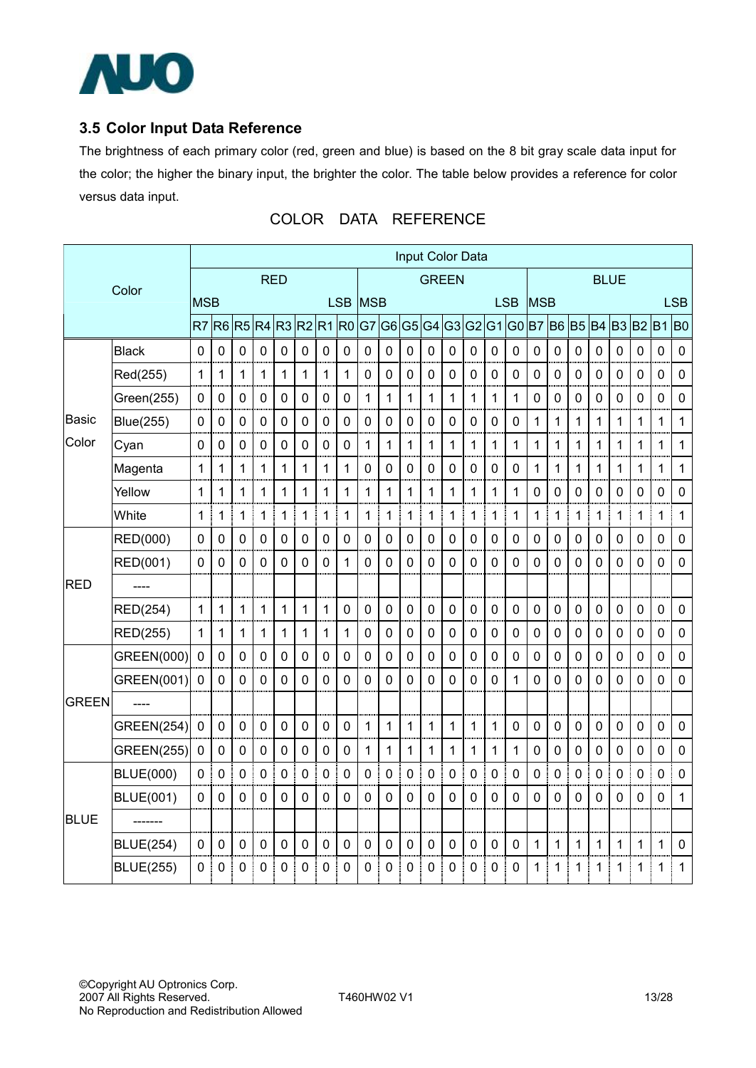### 3.5 Color Input Data Reference

The brightness of each primary color (red, green and blue) is based on the 8 bit gray scale data input for the color; the higher the binary input, the brighter the color. The table below provides a reference for color versus data input.

COLOR DATA REFERENCE

| Color | | Input Color Data | | | | | | | | | | | | | | | | | | | | | | | |
|---|---|---|---|---|---|---|---|---|---|---|---|---|---|---|---|---|---|---|---|---|---|---|---|---|---|
| | | RED | | | | | | | | GREEN | | | | | | | | BLUE | | | | | | | |
| | | MSB | | | | | | | LSB | MSB | | | | | | | LSB | MSB | | | | | | | LSB |
| | | R7 | R6 | R5 | R4 | R3 | R2 | R1 | R0 | G7 | G6 | G5 | G4 | G3 | G2 | G1 | G0 | B7 | B6 | B5 | B4 | B3 | B2 | B1 | B0 |
| Basic Color | Black | 0 | 0 | 0 | 0 | 0 | 0 | 0 | 0 | 0 | 0 | 0 | 0 | 0 | 0 | 0 | 0 | 0 | 0 | 0 | 0 | 0 | 0 | 0 | 0 |
| | Red(255) | 1 | 1 | 1 | 1 | 1 | 1 | 1 | 1 | 0 | 0 | 0 | 0 | 0 | 0 | 0 | 0 | 0 | 0 | 0 | 0 | 0 | 0 | 0 | 0 |
| | Green(255) | 0 | 0 | 0 | 0 | 0 | 0 | 0 | 0 | 1 | 1 | 1 | 1 | 1 | 1 | 1 | 1 | 0 | 0 | 0 | 0 | 0 | 0 | 0 | 0 |
| | Blue(255) | 0 | 0 | 0 | 0 | 0 | 0 | 0 | 0 | 0 | 0 | 0 | 0 | 0 | 0 | 0 | 0 | 1 | 1 | 1 | 1 | 1 | 1 | 1 | 1 |
| | Cyan | 0 | 0 | 0 | 0 | 0 | 0 | 0 | 0 | 1 | 1 | 1 | 1 | 1 | 1 | 1 | 1 | 1 | 1 | 1 | 1 | 1 | 1 | 1 | 1 |
| | Magenta | 1 | 1 | 1 | 1 | 1 | 1 | 1 | 1 | 0 | 0 | 0 | 0 | 0 | 0 | 0 | 0 | 1 | 1 | 1 | 1 | 1 | 1 | 1 | 1 |
| | Yellow | 1 | 1 | 1 | 1 | 1 | 1 | 1 | 1 | 1 | 1 | 1 | 1 | 1 | 1 | 1 | 1 | 0 | 0 | 0 | 0 | 0 | 0 | 0 | 0 |
| | White | 1 | 1 | 1 | 1 | 1 | 1 | 1 | 1 | 1 | 1 | 1 | 1 | 1 | 1 | 1 | 1 | 1 | 1 | 1 | 1 | 1 | 1 | 1 | 1 |
| RED | RED(000) | 0 | 0 | 0 | 0 | 0 | 0 | 0 | 0 | 0 | 0 | 0 | 0 | 0 | 0 | 0 | 0 | 0 | 0 | 0 | 0 | 0 | 0 | 0 | 0 |
| | RED(001) | 0 | 0 | 0 | 0 | 0 | 0 | 0 | 1 | 0 | 0 | 0 | 0 | 0 | 0 | 0 | 0 | 0 | 0 | 0 | 0 | 0 | 0 | 0 | 0 |
| | ---- | | | | | | | | | | | | | | | | | | | | | | | | |
| | RED(254) | 1 | 1 | 1 | 1 | 1 | 1 | 1 | 0 | 0 | 0 | 0 | 0 | 0 | 0 | 0 | 0 | 0 | 0 | 0 | 0 | 0 | 0 | 0 | 0 |
| | RED(255) | 1 | 1 | 1 | 1 | 1 | 1 | 1 | 1 | 0 | 0 | 0 | 0 | 0 | 0 | 0 | 0 | 0 | 0 | 0 | 0 | 0 | 0 | 0 | 0 |
| GREEN | GREEN(000) | 0 | 0 | 0 | 0 | 0 | 0 | 0 | 0 | 0 | 0 | 0 | 0 | 0 | 0 | 0 | 0 | 0 | 0 | 0 | 0 | 0 | 0 | 0 | 0 |
| | GREEN(001) | 0 | 0 | 0 | 0 | 0 | 0 | 0 | 0 | 0 | 0 | 0 | 0 | 0 | 0 | 0 | 1 | 0 | 0 | 0 | 0 | 0 | 0 | 0 | 0 |
| | ---- | | | | | | | | | | | | | | | | | | | | | | | | |
| | GREEN(254) | 0 | 0 | 0 | 0 | 0 | 0 | 0 | 0 | 1 | 1 | 1 | 1 | 1 | 1 | 1 | 0 | 0 | 0 | 0 | 0 | 0 | 0 | 0 | 0 |
| | GREEN(255) | 0 | 0 | 0 | 0 | 0 | 0 | 0 | 0 | 1 | 1 | 1 | 1 | 1 | 1 | 1 | 1 | 0 | 0 | 0 | 0 | 0 | 0 | 0 | 0 |
| BLUE | BLUE(000) | 0 | 0 | 0 | 0 | 0 | 0 | 0 | 0 | 0 | 0 | 0 | 0 | 0 | 0 | 0 | 0 | 0 | 0 | 0 | 0 | 0 | 0 | 0 | 0 |
| | BLUE(001) | 0 | 0 | 0 | 0 | 0 | 0 | 0 | 0 | 0 | 0 | 0 | 0 | 0 | 0 | 0 | 0 | 0 | 0 | 0 | 0 | 0 | 0 | 0 | 1 |
| | ------- | | | | | | | | | | | | | | | | | | | | | | | | |
| | BLUE(254) | 0 | 0 | 0 | 0 | 0 | 0 | 0 | 0 | 0 | 0 | 0 | 0 | 0 | 0 | 0 | 0 | 1 | 1 | 1 | 1 | 1 | 1 | 1 | 0 |
| | BLUE(255) | 0 | 0 | 0 | 0 | 0 | 0 | 0 | 0 | 0 | 0 | 0 | 0 | 0 | 0 | 0 | 0 | 1 | 1 | 1 | 1 | 1 | 1 | 1 | 1 |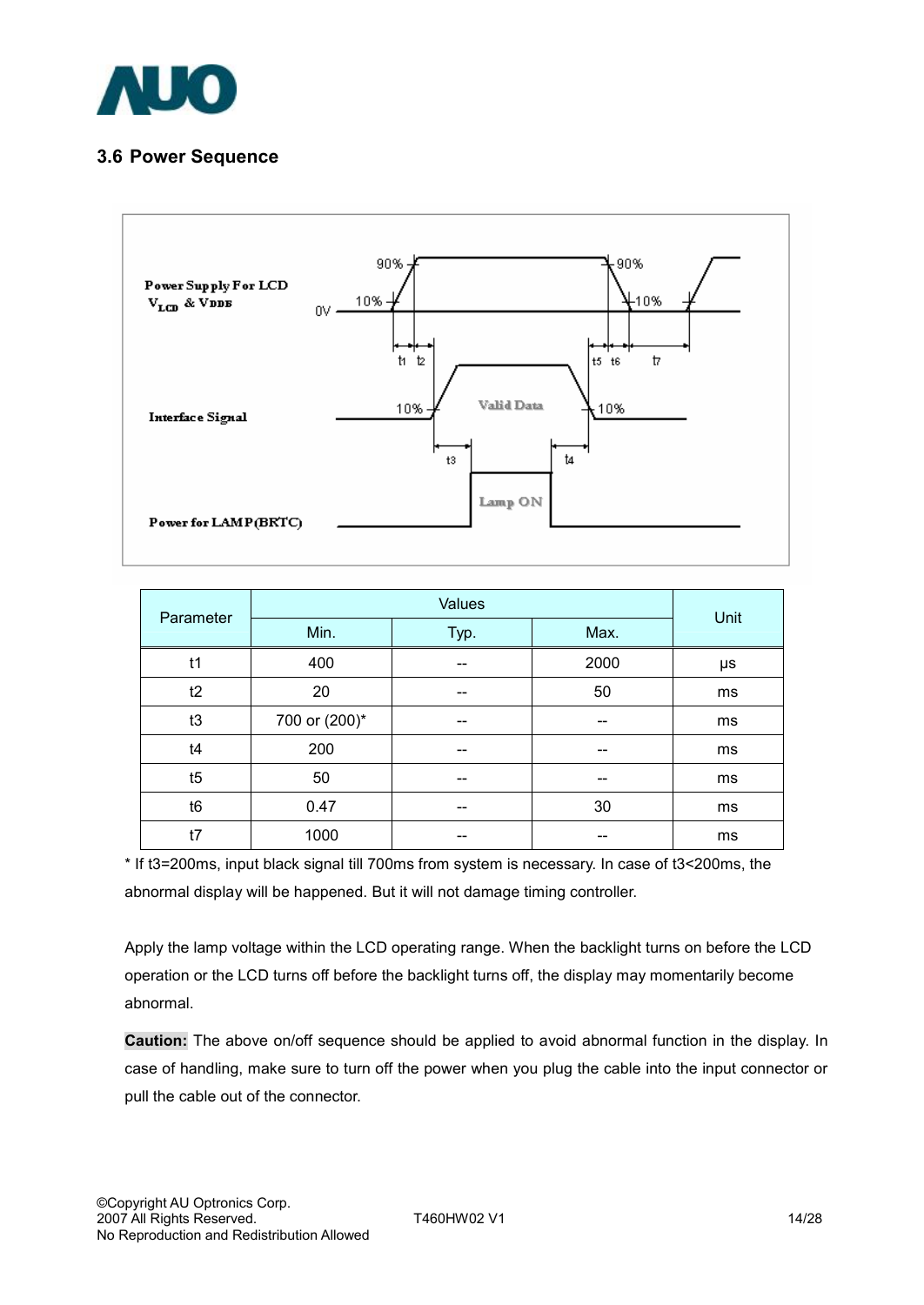### 3.6 Power Sequence

| Parameter | Values | | | Unit |
|---|---|---|---|---|
| | Min. | Typ. | Max. | |
| t1 | 400 | -- | 2000 | μs |
| t2 | 20 | -- | 50 | ms |
| t3 | 700 or (200)* | -- | -- | ms |
| t4 | 200 | -- | -- | ms |
| t5 | 50 | -- | -- | ms |
| t6 | 0.47 | -- | 30 | ms |
| t7 | 1000 | -- | -- | ms |

* If t3=200ms, input black signal till 700ms from system is necessary. In case of t3<200ms, the abnormal display will be happened. But it will not damage timing controller.

Apply the lamp voltage within the LCD operating range. When the backlight turns on before the LCD operation or the LCD turns off before the backlight turns off, the display may momentarily become abnormal.

**Caution:** The above on/off sequence should be applied to avoid abnormal function in the display. In case of handling, make sure to turn off the power when you plug the cable into the input connector or pull the cable out of the connector.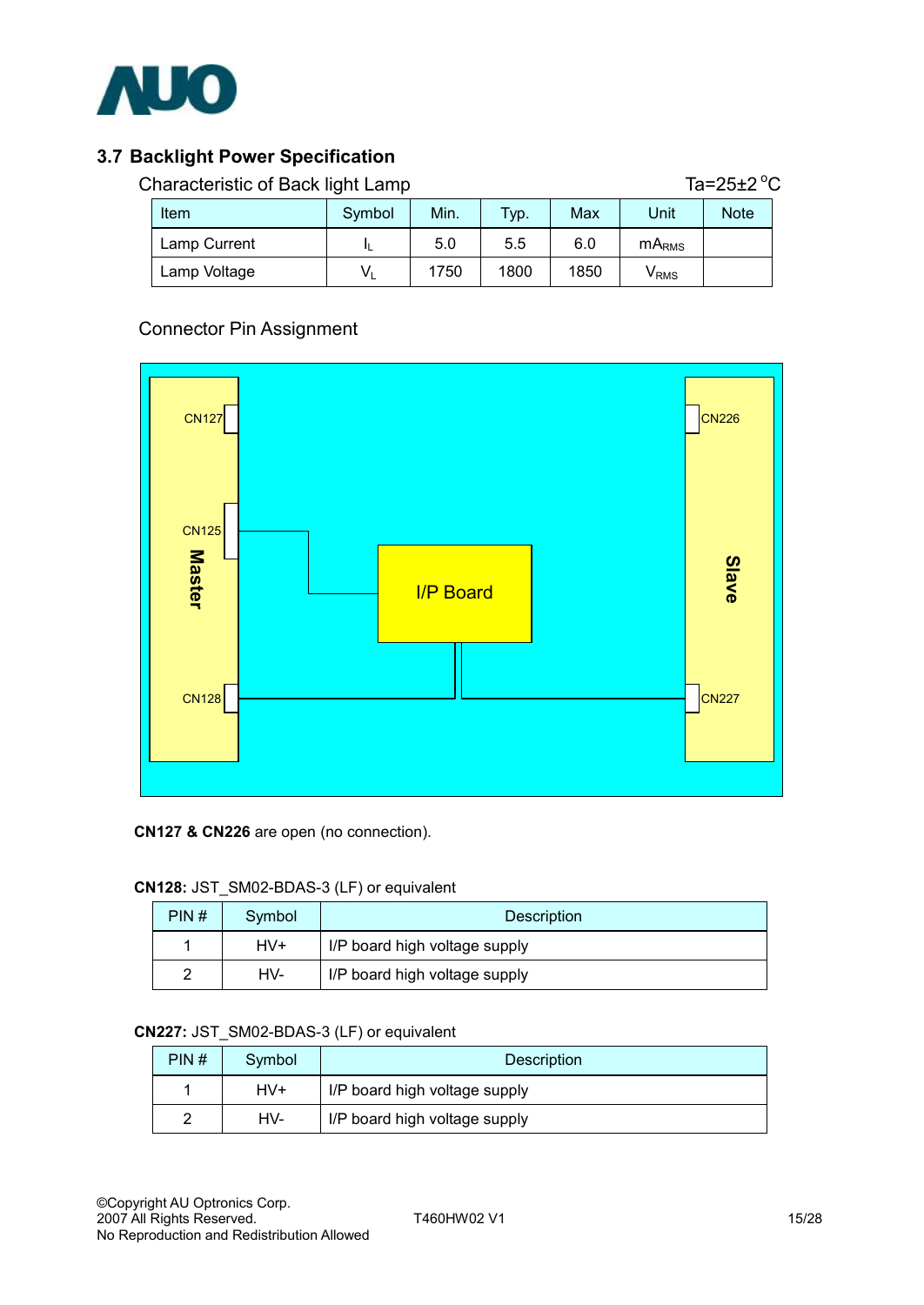## 3.7 Backlight Power Specification

Characteristic of Back light Lamp

Ta=25±2 °C

| Item | Symbol | Min. | Typ. | Max | Unit | Note |
|---|---|---|---|---|---|---|
| Lamp Current | $I_L$ | 5.0 | 5.5 | 6.0 | $mA_{RMS}$ | |
| Lamp Voltage | $V_L$ | 1750 | 1800 | 1850 | $V_{RMS}$ | |

Connector Pin Assignment

CN127 CN125 CN128 Master I/P Board CN226 CN227 Slave

**CN127 & CN226** are open (no connection).

**CN128:** JST_SM02-BDAS-3 (LF) or equivalent

| PIN # | Symbol | Description |
|---|---|---|
| 1 | HV+ | I/P board high voltage supply |
| 2 | HV- | I/P board high voltage supply |

**CN227:** JST_SM02-BDAS-3 (LF) or equivalent

| PIN # | Symbol | Description |
|---|---|---|
| 1 | HV+ | I/P board high voltage supply |
| 2 | HV- | I/P board high voltage supply |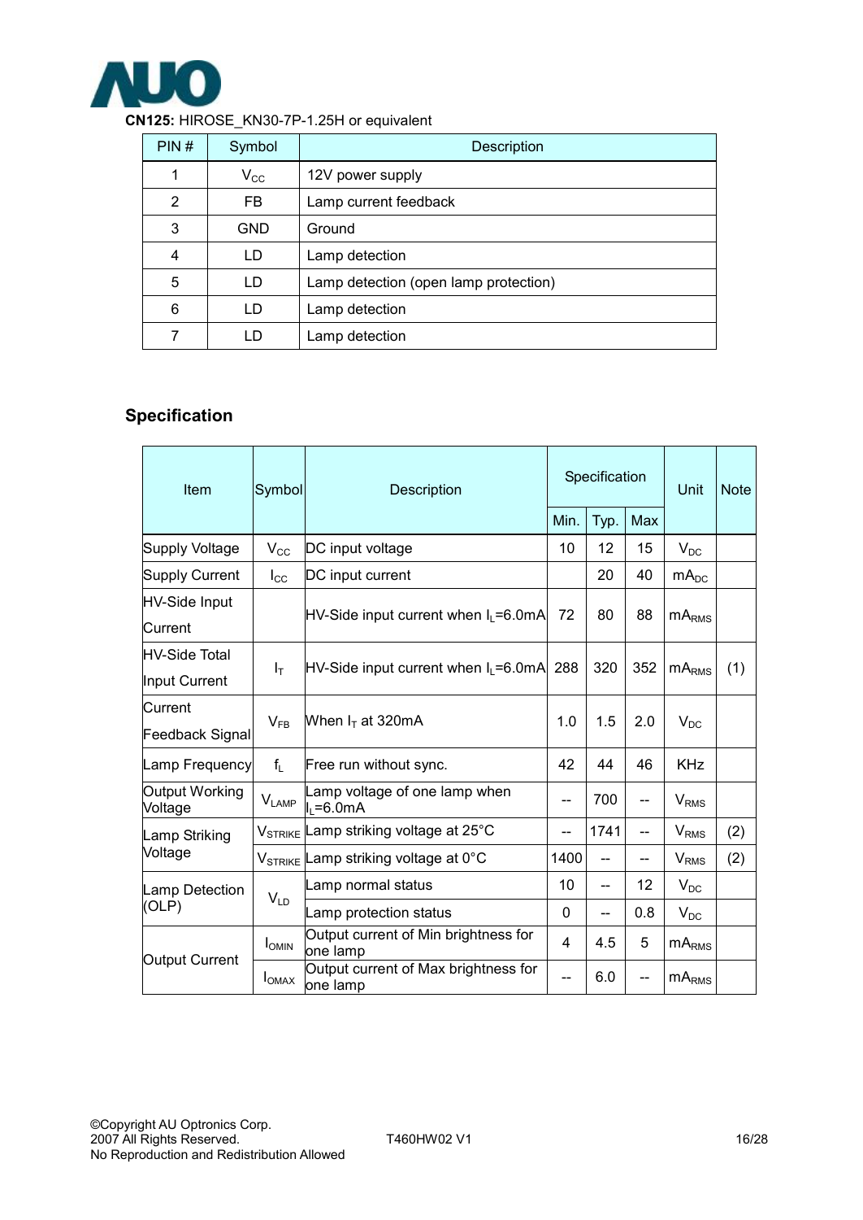**CN125:** HIROSE_KN30-7P-1.25H or equivalent

| PIN # | Symbol | Description |
|---|---|---|
| 1 | $V_{CC}$ | 12V power supply |
| 2 | FB | Lamp current feedback |
| 3 | GND | Ground |
| 4 | LD | Lamp detection |
| 5 | LD | Lamp detection (open lamp protection) |
| 6 | LD | Lamp detection |
| 7 | LD | Lamp detection |

## Specification

| Item | Symbol | Description | Specification | | | Unit | Note |
|---|---|---|---|---|---|---|---|
| | | | Min. | Typ. | Max | | |
| Supply Voltage | $V_{CC}$ | DC input voltage | 10 | 12 | 15 | $V_{DC}$ | |
| Supply Current | $I_{CC}$ | DC input current | | 20 | 40 | $mA_{DC}$ | |
| HV-Side Input Current | | HV-Side input current when $I_L$=6.0mA | 72 | 80 | 88 | $mA_{RMS}$ | |
| HV-Side Total Input Current | $I_T$ | HV-Side input current when $I_L$=6.0mA | 288 | 320 | 352 | $mA_{RMS}$ | (1) |
| Current Feedback Signal | $V_{FB}$ | When $I_T$ at 320mA | 1.0 | 1.5 | 2.0 | $V_{DC}$ | |
| Lamp Frequency | $f_L$ | Free run without sync. | 42 | 44 | 46 | KHz | |
| Output Working Voltage | $V_{LAMP}$ | Lamp voltage of one lamp when $I_L$=6.0mA | -- | 700 | -- | $V_{RMS}$ | |
| Lamp Striking Voltage | $V_{STRIKE}$ | Lamp striking voltage at 25°C | -- | 1741 | -- | $V_{RMS}$ | (2) |
| | $V_{STRIKE}$ | Lamp striking voltage at 0°C | 1400 | -- | -- | $V_{RMS}$ | (2) |
| Lamp Detection (OLP) | $V_{LD}$ | Lamp normal status | 10 | -- | 12 | $V_{DC}$ | |
| | | Lamp protection status | 0 | -- | 0.8 | $V_{DC}$ | |
| Output Current | $I_{OMIN}$ | Output current of Min brightness for one lamp | 4 | 4.5 | 5 | $mA_{RMS}$ | |
| | $I_{OMAX}$ | Output current of Max brightness for one lamp | -- | 6.0 | -- | $mA_{RMS}$ | |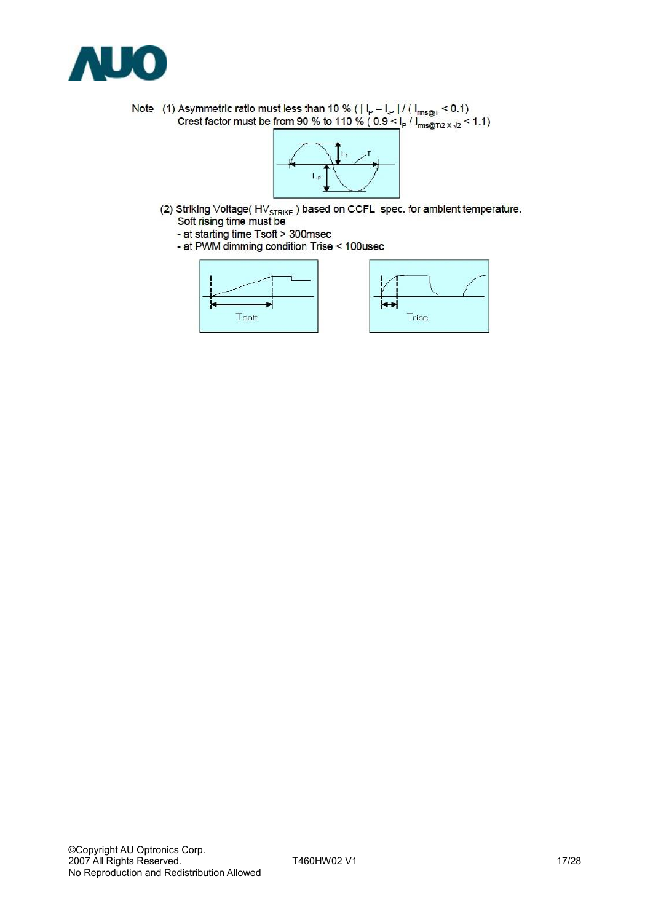Note (1) Asymmetric ratio must less than 10 % ( $| I_P - I_{-P} | / ( I_{rms@T}$ < 0.1)

Crest factor must be from 90 % to 110 % ( $0.9 < I_P / I_{rms@T/2 \times \sqrt{2}} < 1.1$)

(2) Striking Voltage( $HV_{STRIKE}$ ) based on CCFL spec. for ambient temperature.

Soft rising time must be

- at starting time Tsoft > 300msec
- at PWM dimming condition Trise < 100usec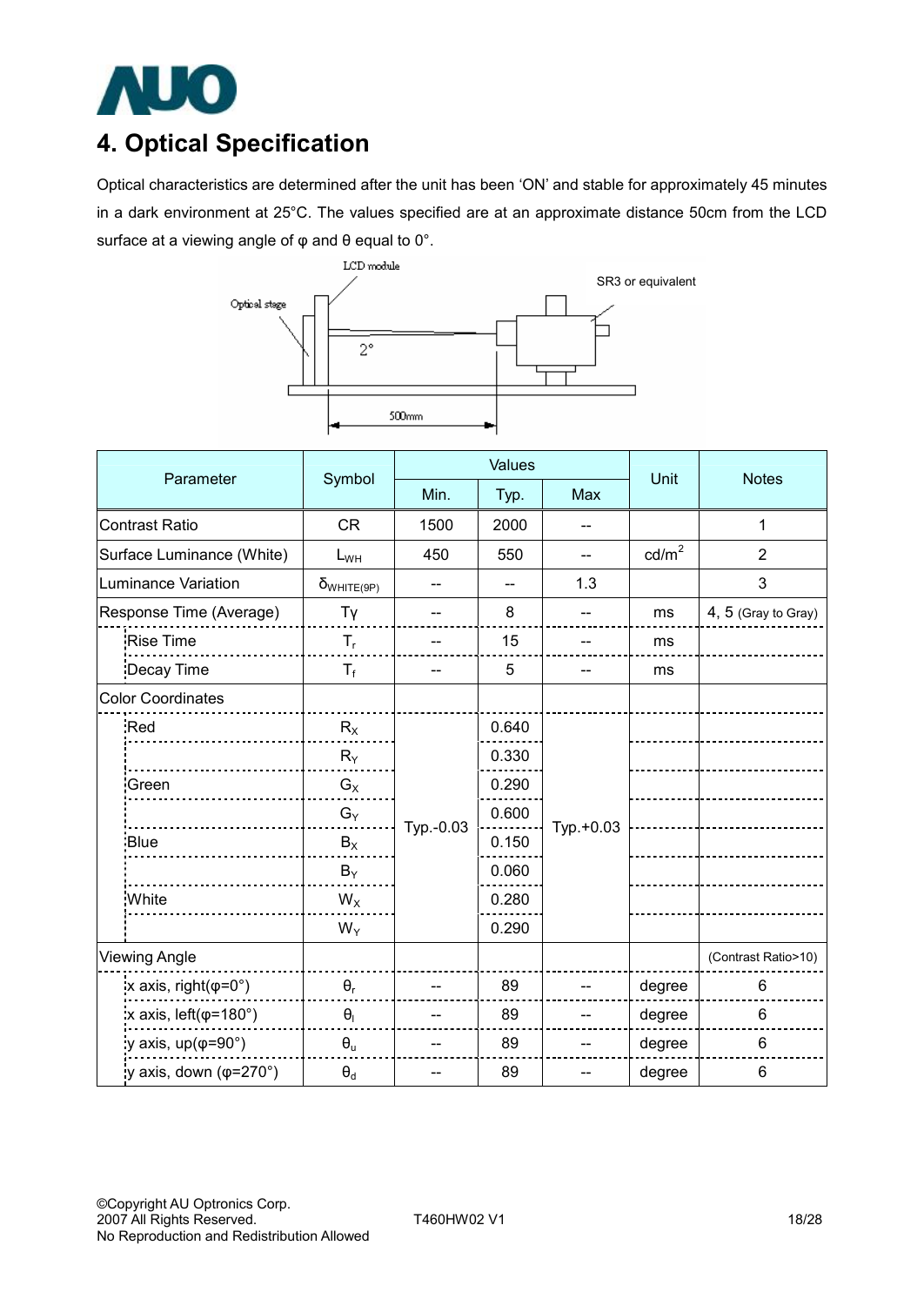# 4. Optical Specification

Optical characteristics are determined after the unit has been 'ON' and stable for approximately 45 minutes in a dark environment at 25°C. The values specified are at an approximate distance 50cm from the LCD surface at a viewing angle of φ and θ equal to 0°.

| Parameter | Symbol | Values | | | Unit | Notes |
|---|---|---|---|---|---|---|
| | | Min. | Typ. | Max | | |
| Contrast Ratio | CR | 1500 | 2000 | -- | | 1 |
| Surface Luminance (White) | $L_{WH}$ | 450 | 550 | -- | cd/m$^2$ | 2 |
| Luminance Variation | $\delta_{WHITE(9P)}$ | -- | -- | 1.3 | | 3 |
| Response Time (Average) | Tγ | -- | 8 | -- | ms | 4, 5 (Gray to Gray) |
| Rise Time | $T_r$ | -- | 15 | -- | ms | |
| Decay Time | $T_f$ | -- | 5 | -- | ms | |
| Color Coordinates | | | | | | |
| Red | $R_X$ | Typ.-0.03 | 0.640 | Typ.+0.03 | | |
| | $R_Y$ | | 0.330 | | | |
| Green | $G_X$ | | 0.290 | | | |
| | $G_Y$ | | 0.600 | | | |
| Blue | $B_X$ | | 0.150 | | | |
| | $B_Y$ | | 0.060 | | | |
| White | $W_X$ | | 0.280 | | | |
| | $W_Y$ | | 0.290 | | | |
| Viewing Angle | | | | | | (Contrast Ratio>10) |
| x axis, right(φ=0°) | $\theta_r$ | -- | 89 | -- | degree | 6 |
| x axis, left(φ=180°) | $\theta_l$ | -- | 89 | -- | degree | 6 |
| y axis, up(φ=90°) | $\theta_u$ | -- | 89 | -- | degree | 6 |
| y axis, down (φ=270°) | $\theta_d$ | -- | 89 | -- | degree | 6 |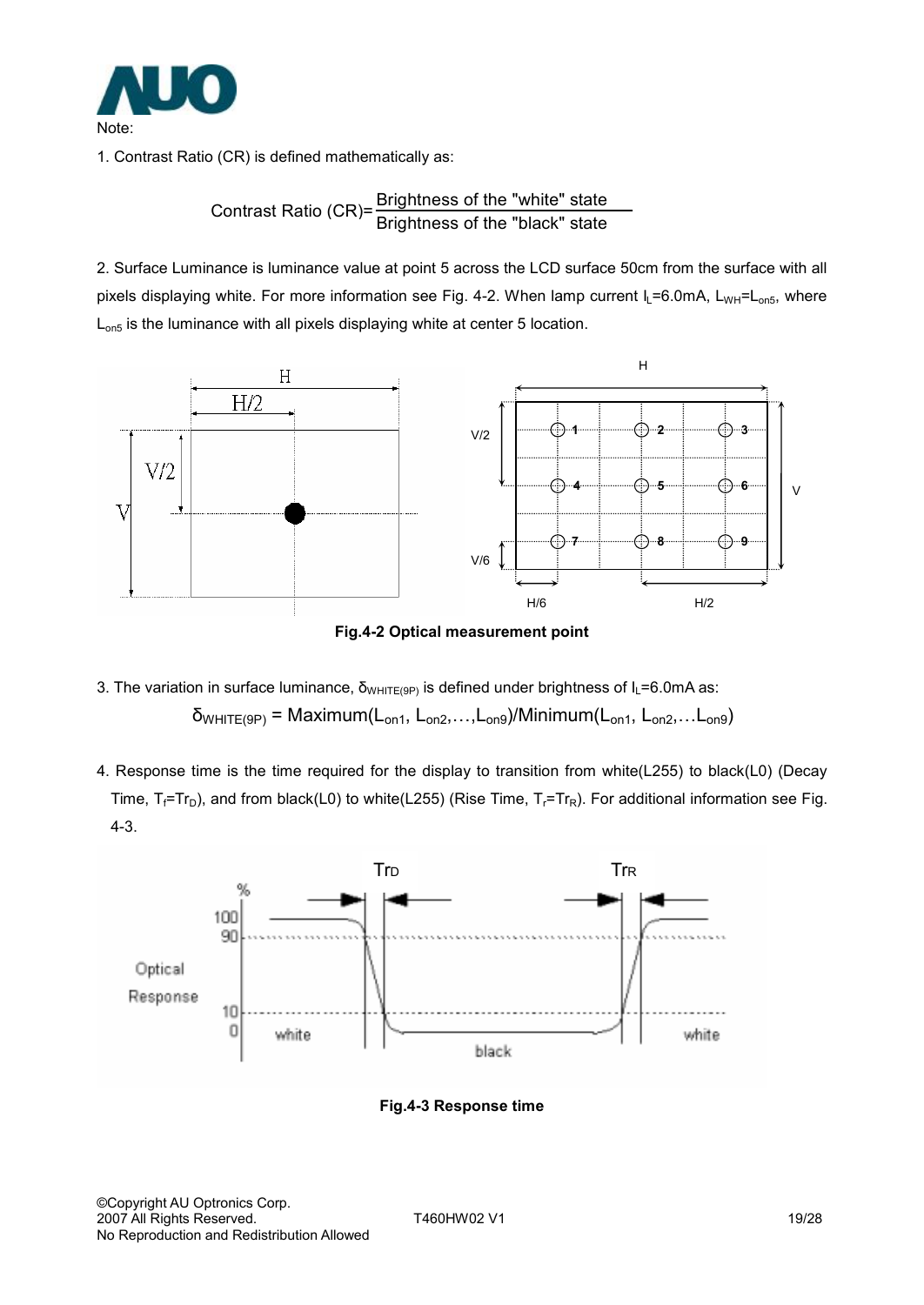Note:

1. Contrast Ratio (CR) is defined mathematically as:

$$\text{Contrast Ratio (CR)} = \frac{\text{Brightness of the "white" state}}{\text{Brightness of the "black" state}}$$

2. Surface Luminance is luminance value at point 5 across the LCD surface 50cm from the surface with all pixels displaying white. For more information see Fig. 4-2. When lamp current $I_L$=6.0mA, $L_{WH}$=$L_{on5}$, where $L_{on5}$ is the luminance with all pixels displaying white at center 5 location.

Fig.4-2 Optical measurement point

3. The variation in surface luminance, $\delta_{WHITE(9P)}$ is defined under brightness of $I_L$=6.0mA as:

$$\delta_{WHITE(9P)} = \text{Maximum}(L_{on1}, L_{on2}, \ldots, L_{on9}) / \text{Minimum}(L_{on1}, L_{on2}, \ldots L_{on9})$$

4. Response time is the time required for the display to transition from white(L255) to black(L0) (Decay Time, $T_f$=$Tr_D$), and from black(L0) to white(L255) (Rise Time, $T_r$=$Tr_R$). For additional information see Fig. 4-3.

Fig.4-3 Response time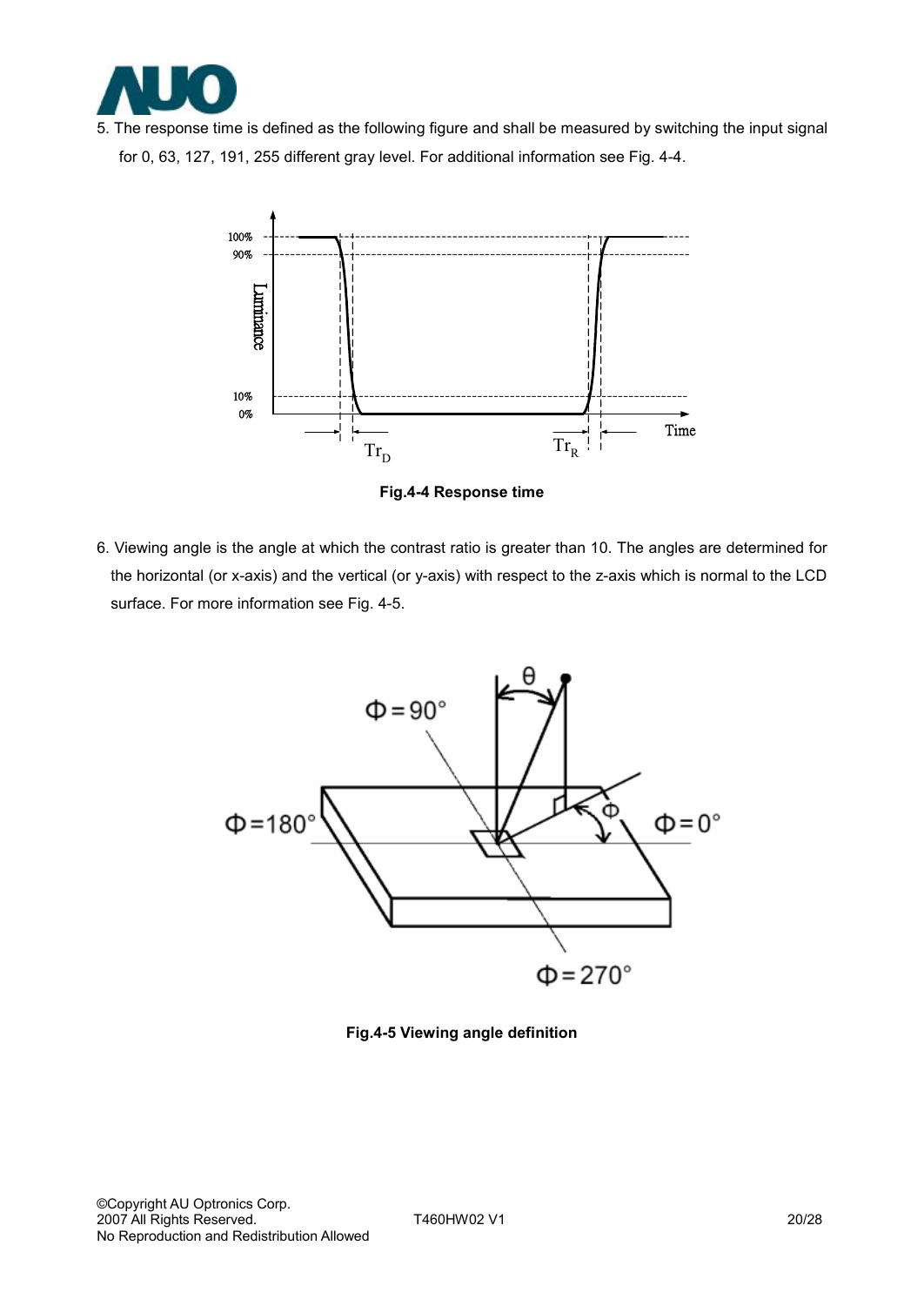5. The response time is defined as the following figure and shall be measured by switching the input signal for 0, 63, 127, 191, 255 different gray level. For additional information see Fig. 4-4.

**Fig.4-4 Response time**

6. Viewing angle is the angle at which the contrast ratio is greater than 10. The angles are determined for the horizontal (or x-axis) and the vertical (or y-axis) with respect to the z-axis which is normal to the LCD surface. For more information see Fig. 4-5.

**Fig.4-5 Viewing angle definition**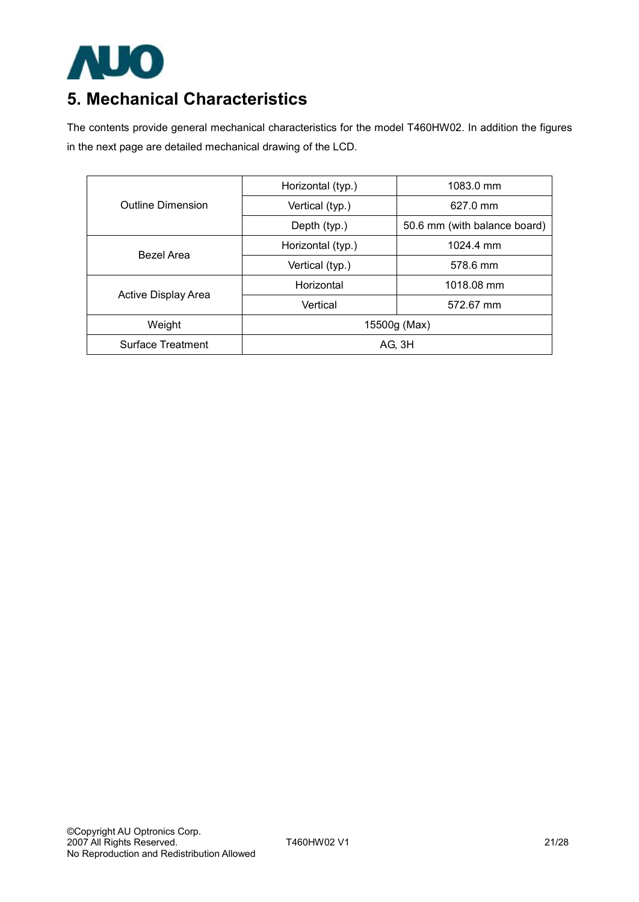# 5. Mechanical Characteristics

The contents provide general mechanical characteristics for the model T460HW02. In addition the figures in the next page are detailed mechanical drawing of the LCD.

| | | |
|---|---|---|
| Outline Dimension | Horizontal (typ.) | 1083.0 mm |
| | Vertical (typ.) | 627.0 mm |
| | Depth (typ.) | 50.6 mm (with balance board) |
| Bezel Area | Horizontal (typ.) | 1024.4 mm |
| | Vertical (typ.) | 578.6 mm |
| Active Display Area | Horizontal | 1018.08 mm |
| | Vertical | 572.67 mm |
| Weight | 15500g (Max) | |
| Surface Treatment | AG, 3H | |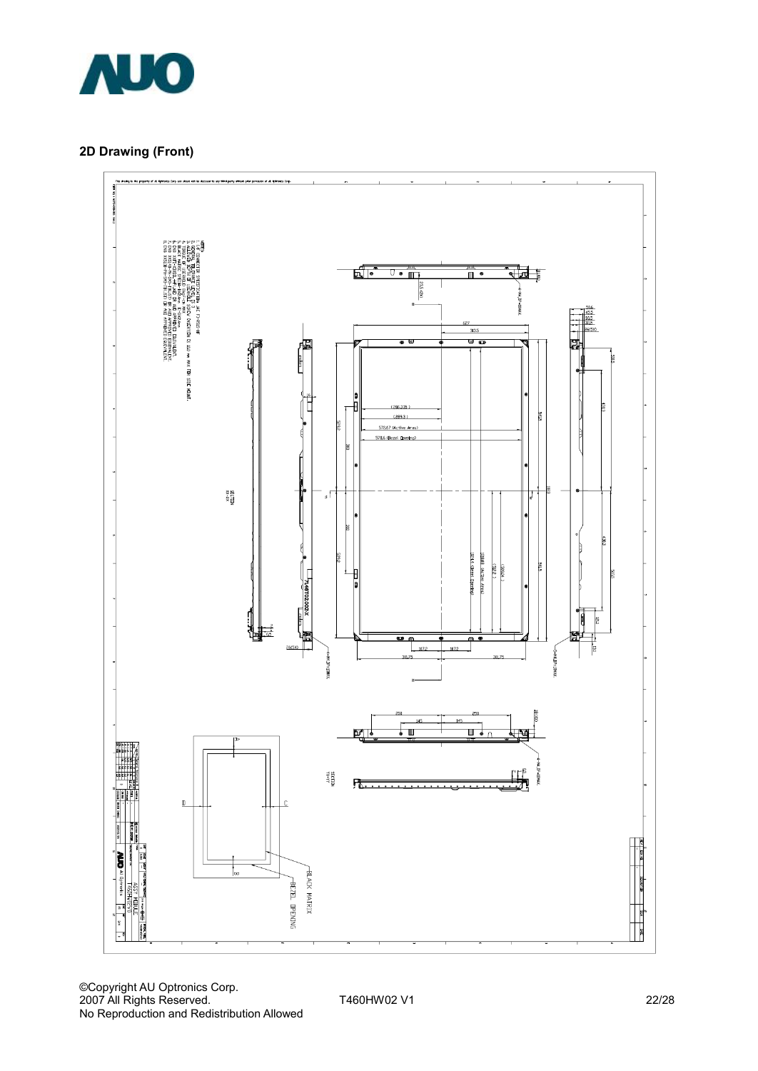## 2D Drawing (Front)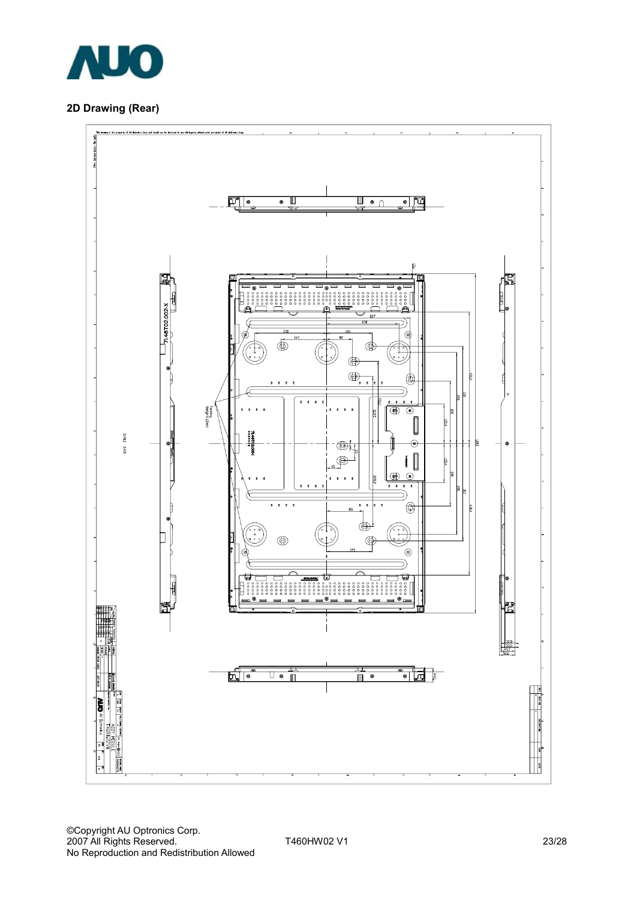**2D Drawing (Rear)**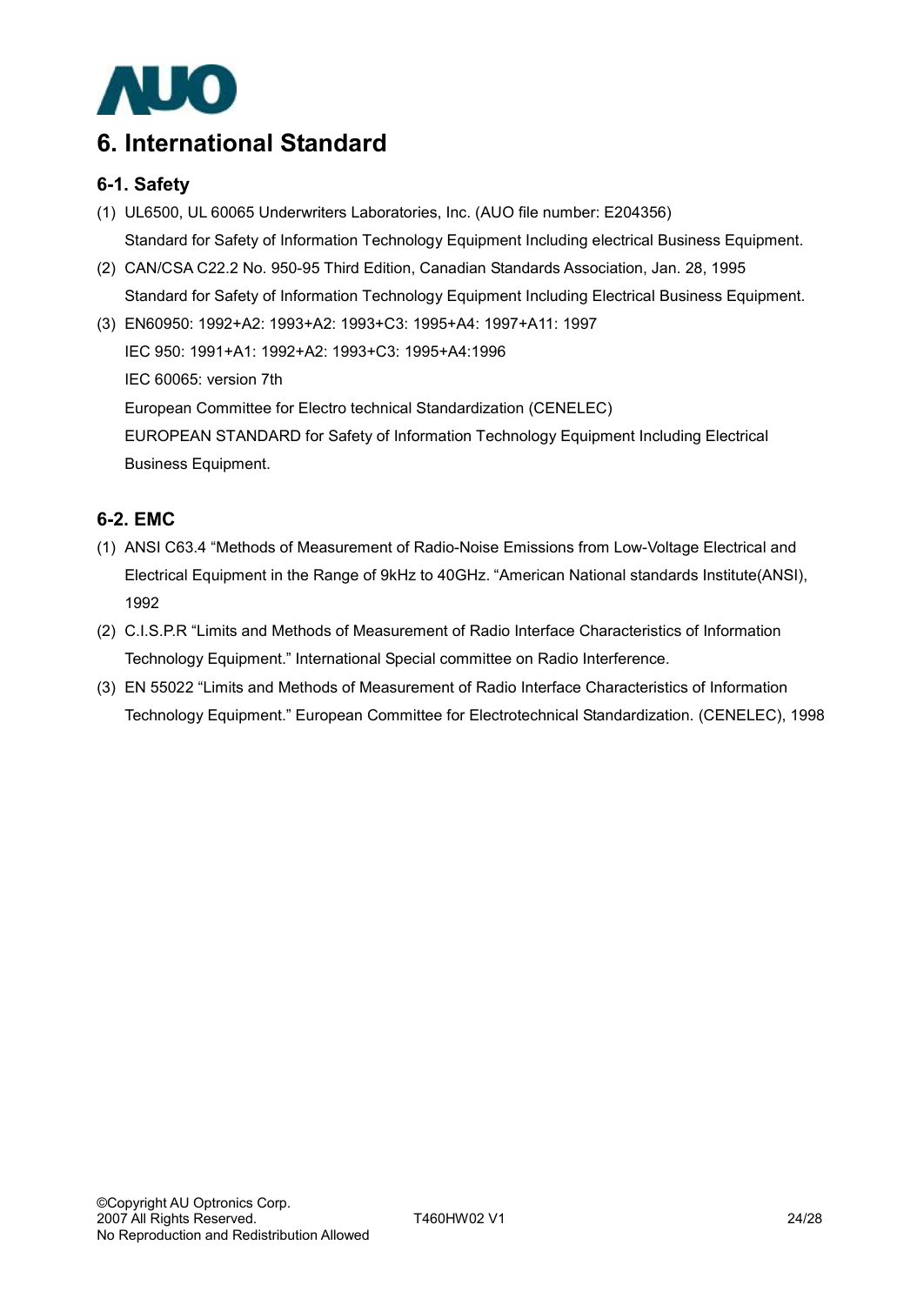# 6. International Standard

## 6-1. Safety

(1) UL6500, UL 60065 Underwriters Laboratories, Inc. (AUO file number: E204356)
Standard for Safety of Information Technology Equipment Including electrical Business Equipment.

(2) CAN/CSA C22.2 No. 950-95 Third Edition, Canadian Standards Association, Jan. 28, 1995
Standard for Safety of Information Technology Equipment Including Electrical Business Equipment.

(3) EN60950: 1992+A2: 1993+A2: 1993+C3: 1995+A4: 1997+A11: 1997
IEC 950: 1991+A1: 1992+A2: 1993+C3: 1995+A4:1996
IEC 60065: version 7th
European Committee for Electro technical Standardization (CENELEC)
EUROPEAN STANDARD for Safety of Information Technology Equipment Including Electrical Business Equipment.

## 6-2. EMC

(1) ANSI C63.4 "Methods of Measurement of Radio-Noise Emissions from Low-Voltage Electrical and Electrical Equipment in the Range of 9kHz to 40GHz. "American National standards Institute(ANSI), 1992

(2) C.I.S.P.R "Limits and Methods of Measurement of Radio Interface Characteristics of Information Technology Equipment." International Special committee on Radio Interference.

(3) EN 55022 "Limits and Methods of Measurement of Radio Interface Characteristics of Information Technology Equipment." European Committee for Electrotechnical Standardization. (CENELEC), 1998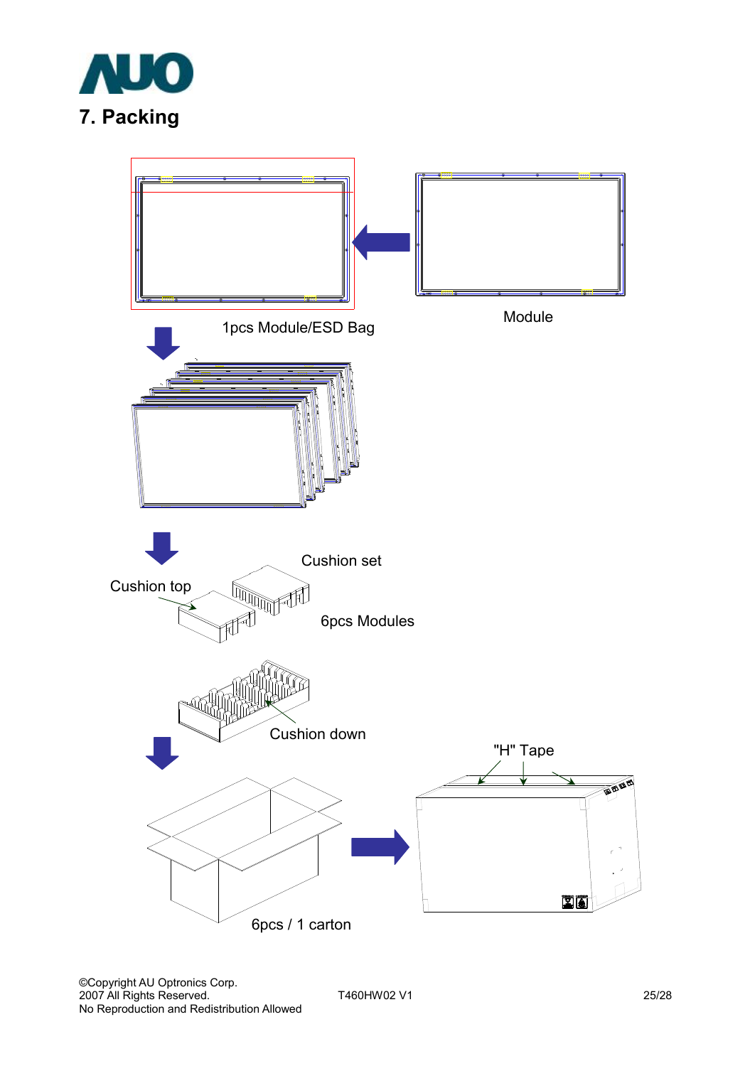# 7. Packing

1pcs Module/ESD Bag

Module

Cushion set

Cushion top

6pcs Modules

Cushion down

"H" Tape

6pcs / 1 carton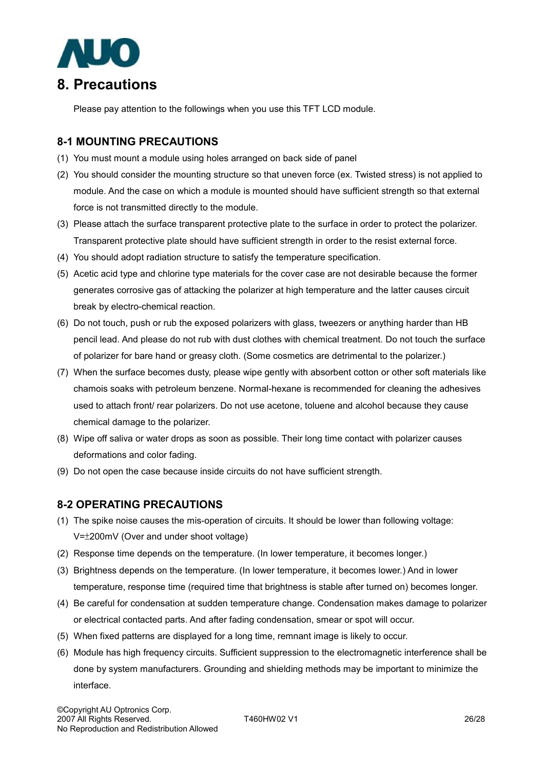# 8. Precautions

Please pay attention to the followings when you use this TFT LCD module.

## 8-1 MOUNTING PRECAUTIONS

(1) You must mount a module using holes arranged on back side of panel

(2) You should consider the mounting structure so that uneven force (ex. Twisted stress) is not applied to module. And the case on which a module is mounted should have sufficient strength so that external force is not transmitted directly to the module.

(3) Please attach the surface transparent protective plate to the surface in order to protect the polarizer. Transparent protective plate should have sufficient strength in order to the resist external force.

(4) You should adopt radiation structure to satisfy the temperature specification.

(5) Acetic acid type and chlorine type materials for the cover case are not desirable because the former generates corrosive gas of attacking the polarizer at high temperature and the latter causes circuit break by electro-chemical reaction.

(6) Do not touch, push or rub the exposed polarizers with glass, tweezers or anything harder than HB pencil lead. And please do not rub with dust clothes with chemical treatment. Do not touch the surface of polarizer for bare hand or greasy cloth. (Some cosmetics are detrimental to the polarizer.)

(7) When the surface becomes dusty, please wipe gently with absorbent cotton or other soft materials like chamois soaks with petroleum benzene. Normal-hexane is recommended for cleaning the adhesives used to attach front/ rear polarizers. Do not use acetone, toluene and alcohol because they cause chemical damage to the polarizer.

(8) Wipe off saliva or water drops as soon as possible. Their long time contact with polarizer causes deformations and color fading.

(9) Do not open the case because inside circuits do not have sufficient strength.

## 8-2 OPERATING PRECAUTIONS

(1) The spike noise causes the mis-operation of circuits. It should be lower than following voltage: V=±200mV (Over and under shoot voltage)

(2) Response time depends on the temperature. (In lower temperature, it becomes longer.)

(3) Brightness depends on the temperature. (In lower temperature, it becomes lower.) And in lower temperature, response time (required time that brightness is stable after turned on) becomes longer.

(4) Be careful for condensation at sudden temperature change. Condensation makes damage to polarizer or electrical contacted parts. And after fading condensation, smear or spot will occur.

(5) When fixed patterns are displayed for a long time, remnant image is likely to occur.

(6) Module has high frequency circuits. Sufficient suppression to the electromagnetic interference shall be done by system manufacturers. Grounding and shielding methods may be important to minimize the interface.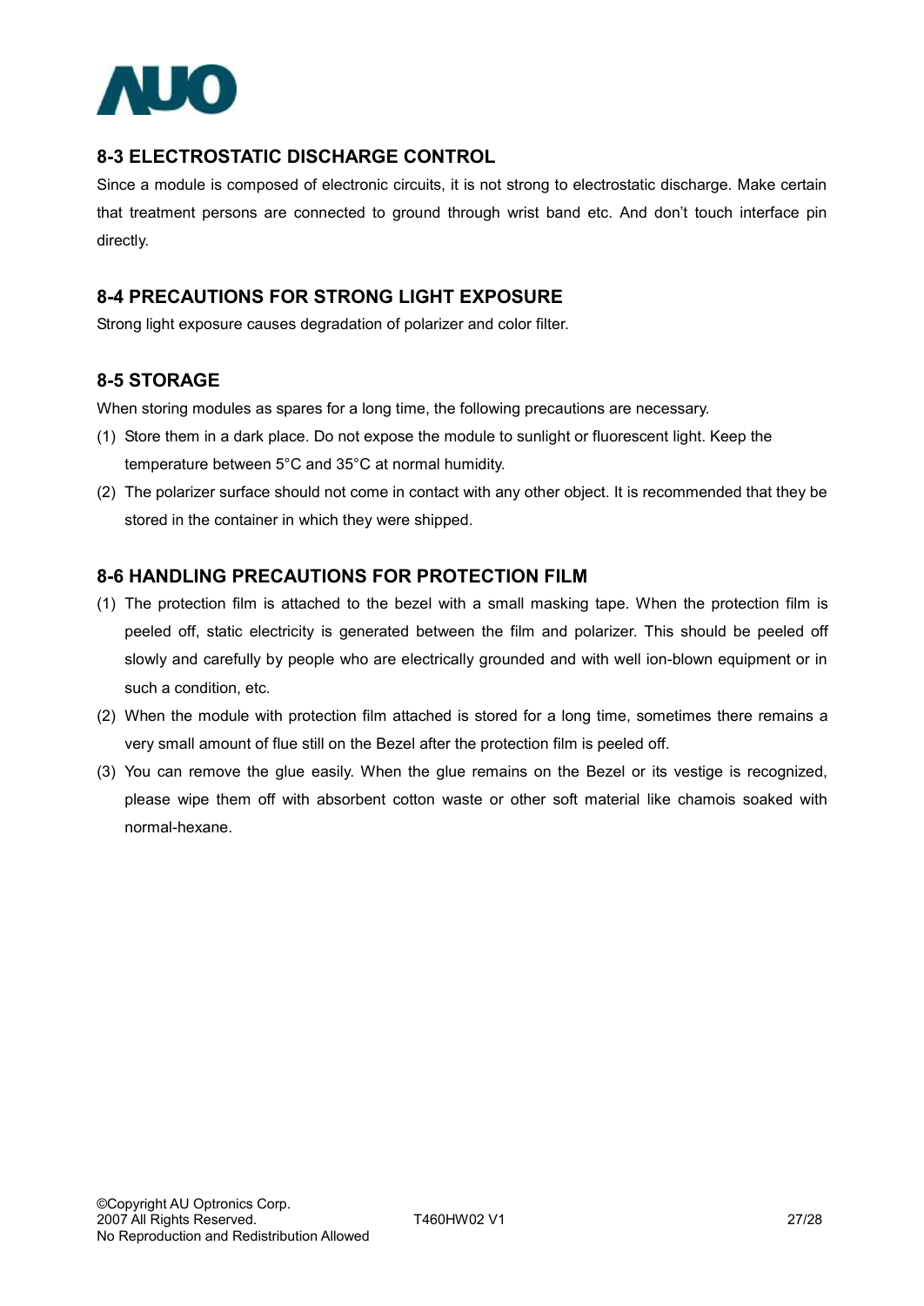## 8-3 ELECTROSTATIC DISCHARGE CONTROL

Since a module is composed of electronic circuits, it is not strong to electrostatic discharge. Make certain that treatment persons are connected to ground through wrist band etc. And don't touch interface pin directly.

## 8-4 PRECAUTIONS FOR STRONG LIGHT EXPOSURE

Strong light exposure causes degradation of polarizer and color filter.

## 8-5 STORAGE

When storing modules as spares for a long time, the following precautions are necessary.

(1) Store them in a dark place. Do not expose the module to sunlight or fluorescent light. Keep the temperature between 5°C and 35°C at normal humidity.

(2) The polarizer surface should not come in contact with any other object. It is recommended that they be stored in the container in which they were shipped.

## 8-6 HANDLING PRECAUTIONS FOR PROTECTION FILM

(1) The protection film is attached to the bezel with a small masking tape. When the protection film is peeled off, static electricity is generated between the film and polarizer. This should be peeled off slowly and carefully by people who are electrically grounded and with well ion-blown equipment or in such a condition, etc.

(2) When the module with protection film attached is stored for a long time, sometimes there remains a very small amount of flue still on the Bezel after the protection film is peeled off.

(3) You can remove the glue easily. When the glue remains on the Bezel or its vestige is recognized, please wipe them off with absorbent cotton waste or other soft material like chamois soaked with normal-hexane.